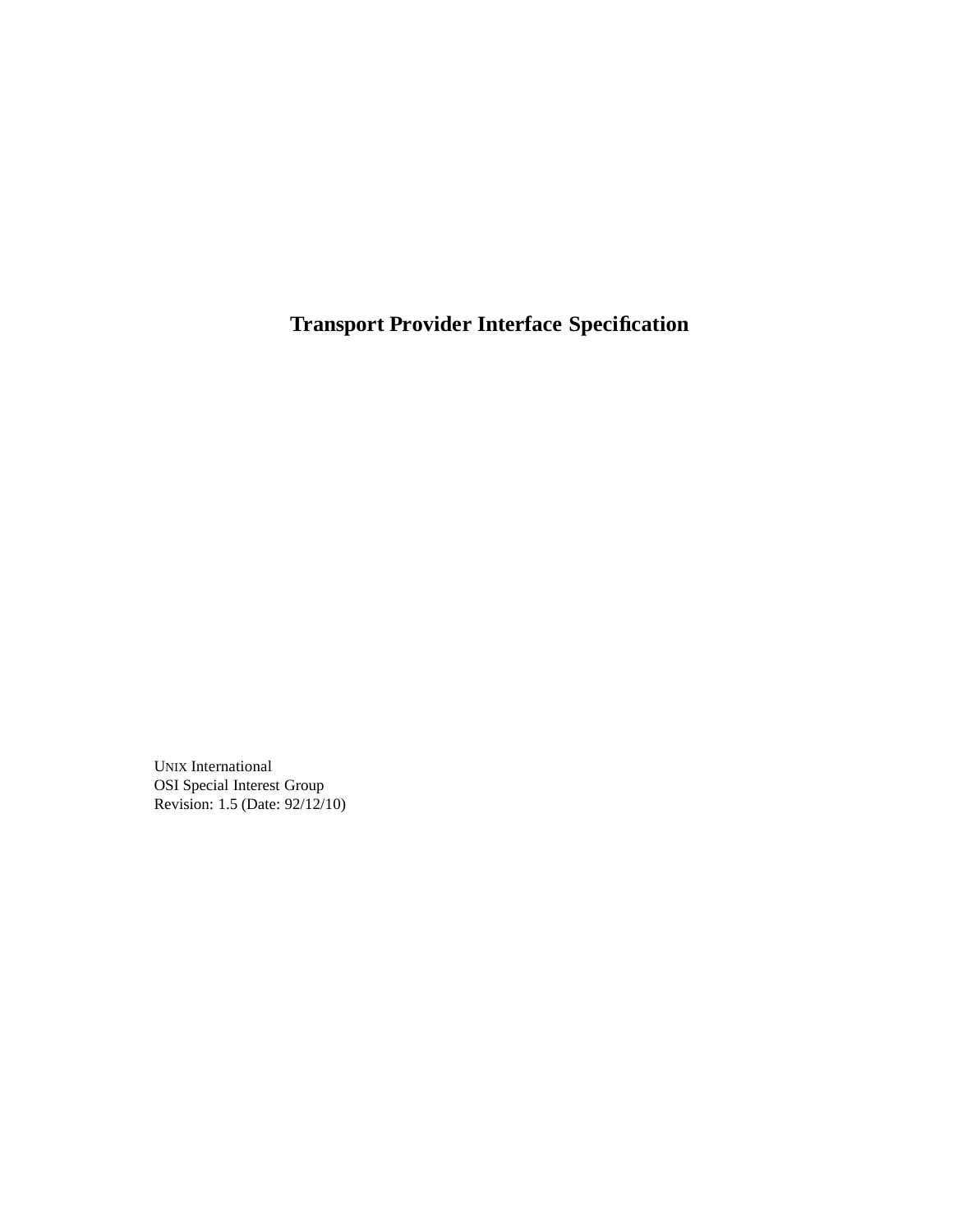# Transport Provider Interface Specification

UNIX International
OSI Special Interest Group
Revision: 1.5 (Date: 92/12/10)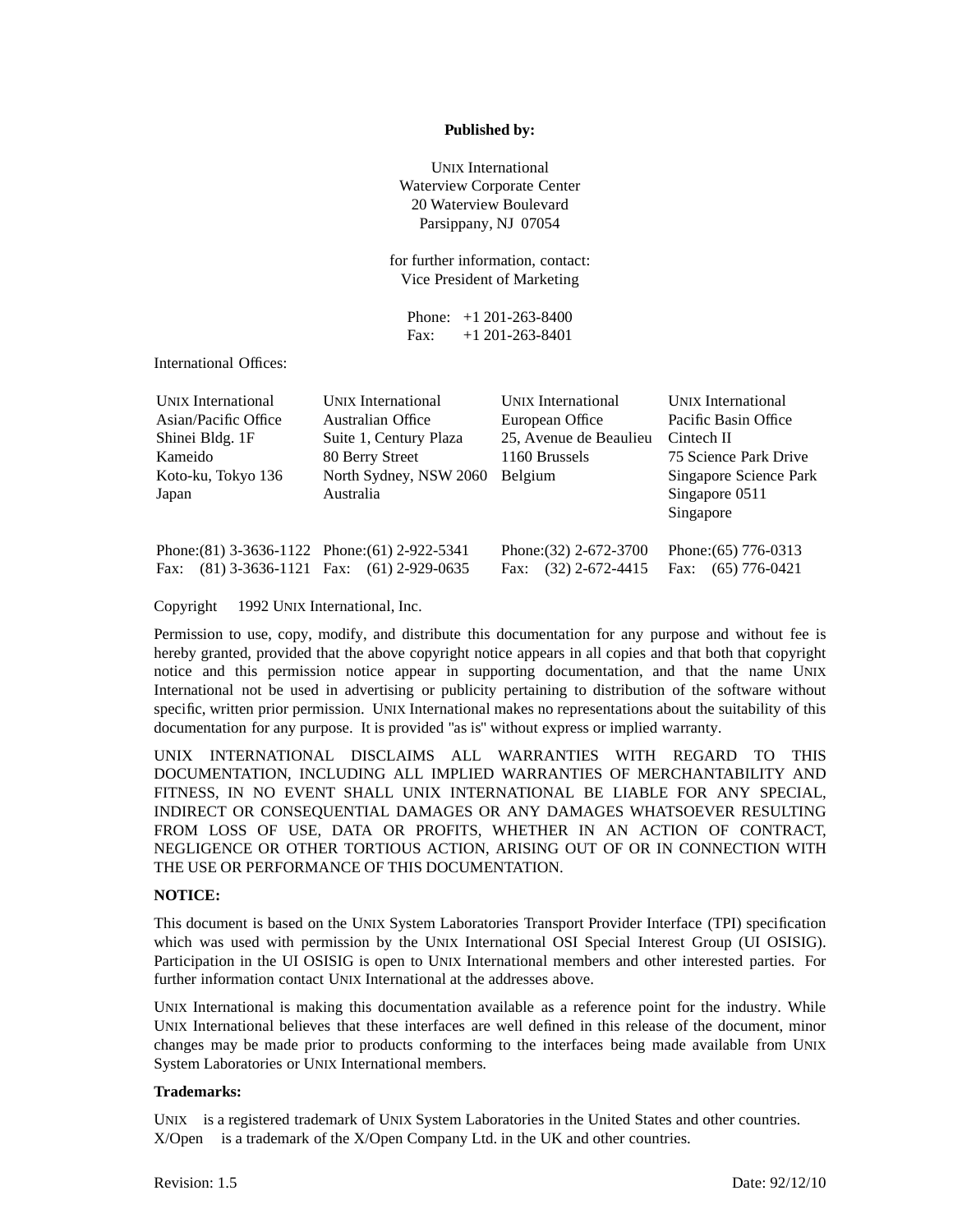**Published by:**

UNIX International
Waterview Corporate Center
20 Waterview Boulevard
Parsippany, NJ 07054

for further information, contact:
Vice President of Marketing

Phone: +1 201-263-8400
Fax: +1 201-263-8401

International Offices:

| UNIX International | UNIX International | UNIX International | UNIX International |
|---|---|---|---|
| Asian/Pacific Office | Australian Office | European Office | Pacific Basin Office |
| Shinei Bldg. 1F | Suite 1, Century Plaza | 25, Avenue de Beaulieu | Cintech II |
| Kameido | 80 Berry Street | 1160 Brussels | 75 Science Park Drive |
| Koto-ku, Tokyo 136 | North Sydney, NSW 2060 | Belgium | Singapore Science Park |
| Japan | Australia | | Singapore 0511 |
| | | | Singapore |
| Phone:(81) 3-3636-1122 | Phone:(61) 2-922-5341 | Phone:(32) 2-672-3700 | Phone:(65) 776-0313 |
| Fax: (81) 3-3636-1121 | Fax: (61) 2-929-0635 | Fax: (32) 2-672-4415 | Fax: (65) 776-0421 |

Copyright 1992 UNIX International, Inc.

Permission to use, copy, modify, and distribute this documentation for any purpose and without fee is hereby granted, provided that the above copyright notice appears in all copies and that both that copyright notice and this permission notice appear in supporting documentation, and that the name UNIX International not be used in advertising or publicity pertaining to distribution of the software without specific, written prior permission. UNIX International makes no representations about the suitability of this documentation for any purpose. It is provided "as is" without express or implied warranty.

UNIX INTERNATIONAL DISCLAIMS ALL WARRANTIES WITH REGARD TO THIS DOCUMENTATION, INCLUDING ALL IMPLIED WARRANTIES OF MERCHANTABILITY AND FITNESS, IN NO EVENT SHALL UNIX INTERNATIONAL BE LIABLE FOR ANY SPECIAL, INDIRECT OR CONSEQUENTIAL DAMAGES OR ANY DAMAGES WHATSOEVER RESULTING FROM LOSS OF USE, DATA OR PROFITS, WHETHER IN AN ACTION OF CONTRACT, NEGLIGENCE OR OTHER TORTIOUS ACTION, ARISING OUT OF OR IN CONNECTION WITH THE USE OR PERFORMANCE OF THIS DOCUMENTATION.

**NOTICE:**

This document is based on the UNIX System Laboratories Transport Provider Interface (TPI) specification which was used with permission by the UNIX International OSI Special Interest Group (UI OSISIG). Participation in the UI OSISIG is open to UNIX International members and other interested parties. For further information contact UNIX International at the addresses above.

UNIX International is making this documentation available as a reference point for the industry. While UNIX International believes that these interfaces are well defined in this release of the document, minor changes may be made prior to products conforming to the interfaces being made available from UNIX System Laboratories or UNIX International members.

**Trademarks:**

UNIX is a registered trademark of UNIX System Laboratories in the United States and other countries.
X/Open is a trademark of the X/Open Company Ltd. in the UK and other countries.

Revision: 1.5 Date: 92/12/10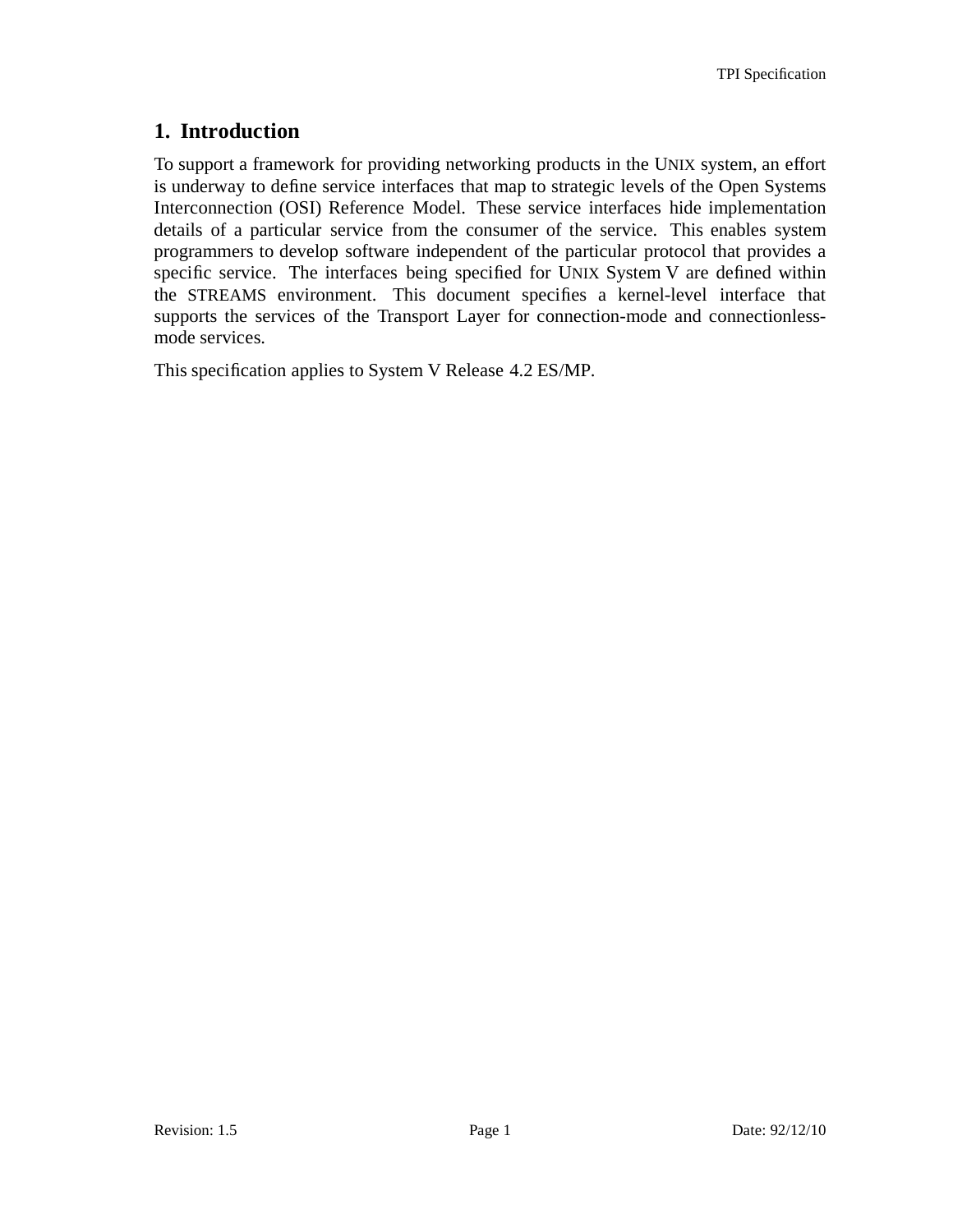# 1. Introduction

To support a framework for providing networking products in the UNIX system, an effort is underway to define service interfaces that map to strategic levels of the Open Systems Interconnection (OSI) Reference Model. These service interfaces hide implementation details of a particular service from the consumer of the service. This enables system programmers to develop software independent of the particular protocol that provides a specific service. The interfaces being specified for UNIX System V are defined within the STREAMS environment. This document specifies a kernel-level interface that supports the services of the Transport Layer for connection-mode and connectionless-mode services.

This specification applies to System V Release 4.2 ES/MP.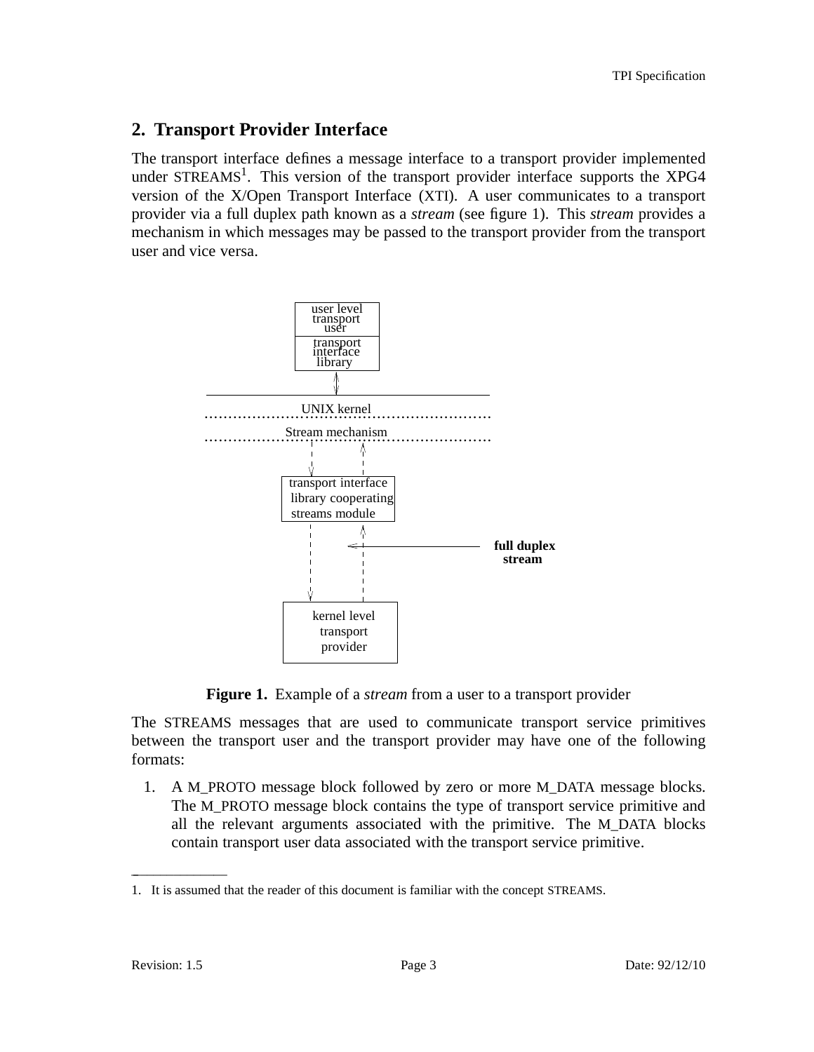## 2. Transport Provider Interface

The transport interface defines a message interface to a transport provider implemented under STREAMS[1]. This version of the transport provider interface supports the XPG4 version of the X/Open Transport Interface (XTI). A user communicates to a transport provider via a full duplex path known as a *stream* (see figure 1). This *stream* provides a mechanism in which messages may be passed to the transport provider from the transport user and vice versa.

```
                 +-------------+
                 | user level  |
                 |  transport  |
                 |    user     |
                 +-------------+
                 |  transport  |
                 |  interface  |
                 |   library   |
                 +-------------+
                       ^
                       v
 ---------------------------------------------
 ...............UNIX kernel...................
 ............Stream mechanism.................
                  |      ^
                  v      |
            +---------------------+
            | transport interface |
            | library cooperating |
            | streams module      |
            +---------------------+
                  |      ^
                  |    < |-------------------  full duplex
                  |      |                       stream
                  v      |
             +------------------+
             |   kernel level   |
             |    transport     |
             |     provider     |
             +------------------+
```

**Figure 1.** Example of a *stream* from a user to a transport provider

The STREAMS messages that are used to communicate transport service primitives between the transport user and the transport provider may have one of the following formats:

1. A M_PROTO message block followed by zero or more M_DATA message blocks. The M_PROTO message block contains the type of transport service primitive and all the relevant arguments associated with the primitive. The M_DATA blocks contain transport user data associated with the transport service primitive.

---

1. It is assumed that the reader of this document is familiar with the concept STREAMS.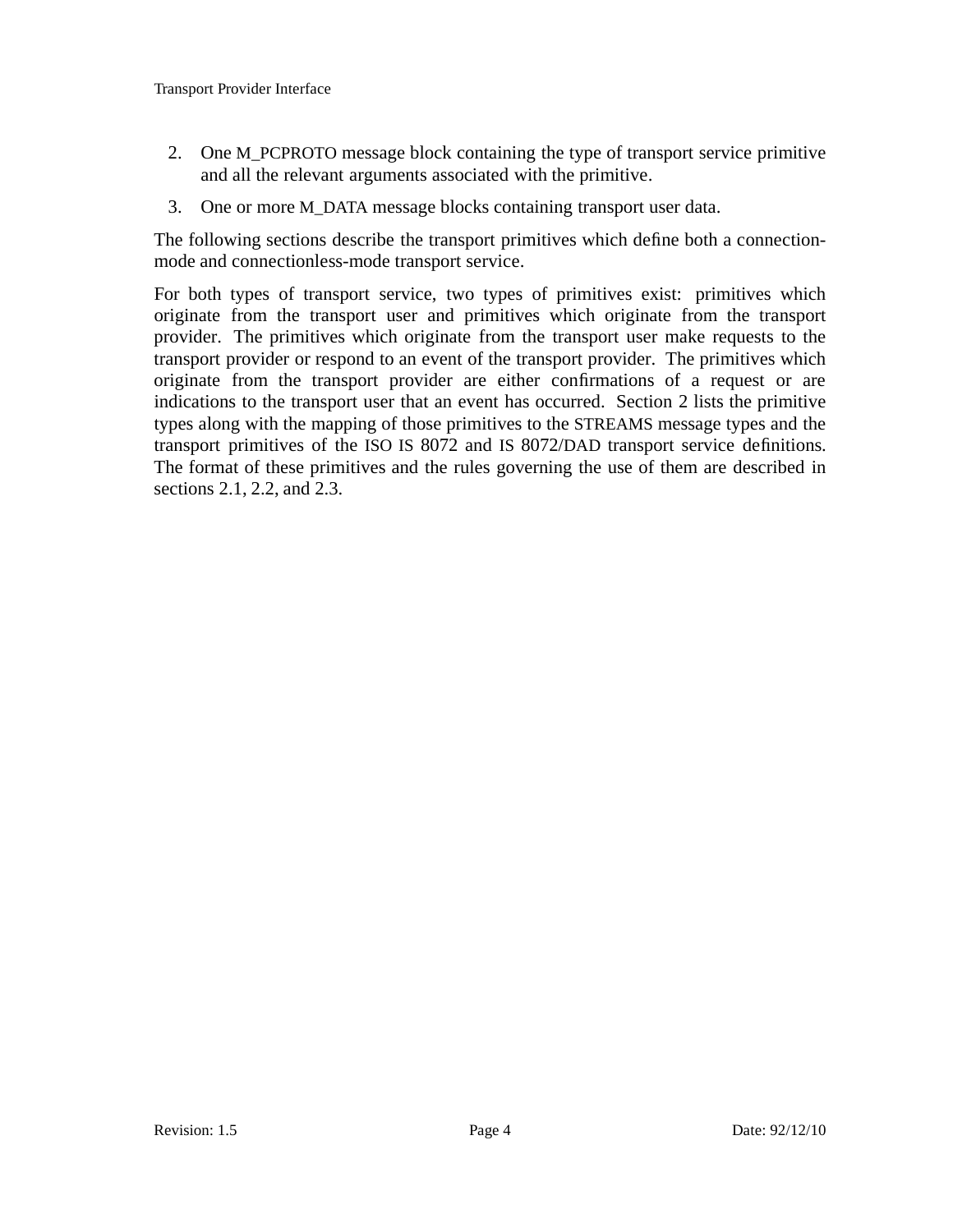2. One M_PCPROTO message block containing the type of transport service primitive and all the relevant arguments associated with the primitive.
3. One or more M_DATA message blocks containing transport user data.

The following sections describe the transport primitives which define both a connection-mode and connectionless-mode transport service.

For both types of transport service, two types of primitives exist: primitives which originate from the transport user and primitives which originate from the transport provider. The primitives which originate from the transport user make requests to the transport provider or respond to an event of the transport provider. The primitives which originate from the transport provider are either confirmations of a request or are indications to the transport user that an event has occurred. Section 2 lists the primitive types along with the mapping of those primitives to the STREAMS message types and the transport primitives of the ISO IS 8072 and IS 8072/DAD transport service definitions. The format of these primitives and the rules governing the use of them are described in sections 2.1, 2.2, and 2.3.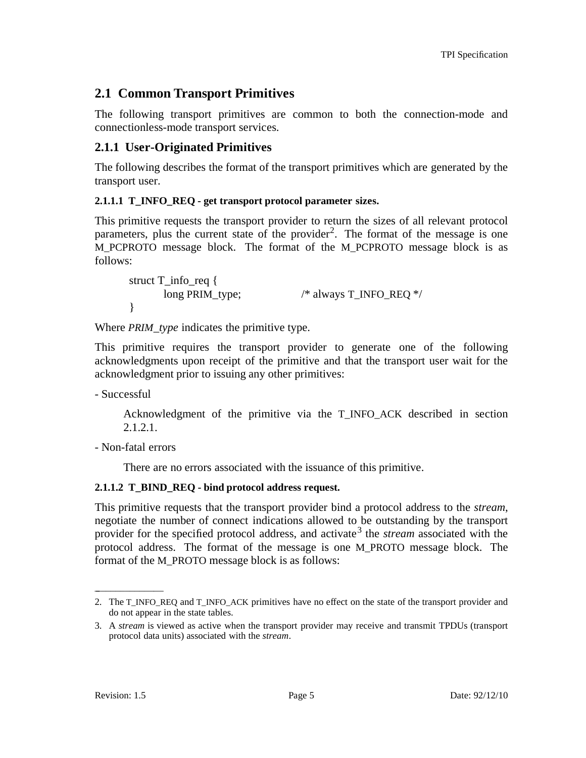## 2.1 Common Transport Primitives

The following transport primitives are common to both the connection-mode and connectionless-mode transport services.

### 2.1.1 User-Originated Primitives

The following describes the format of the transport primitives which are generated by the transport user.

#### 2.1.1.1 T_INFO_REQ - get transport protocol parameter sizes.

This primitive requests the transport provider to return the sizes of all relevant protocol parameters, plus the current state of the provider[2]. The format of the message is one M_PCPROTO message block. The format of the M_PCPROTO message block is as follows:

```
struct T_info_req {
        long PRIM_type;          /* always T_INFO_REQ */
}
```

Where *PRIM_type* indicates the primitive type.

This primitive requires the transport provider to generate one of the following acknowledgments upon receipt of the primitive and that the transport user wait for the acknowledgment prior to issuing any other primitives:

- Successful

  Acknowledgment of the primitive via the T_INFO_ACK described in section 2.1.2.1.

- Non-fatal errors

  There are no errors associated with the issuance of this primitive.

#### 2.1.1.2 T_BIND_REQ - bind protocol address request.

This primitive requests that the transport provider bind a protocol address to the *stream*, negotiate the number of connect indications allowed to be outstanding by the transport provider for the specified protocol address, and activate[3] the *stream* associated with the protocol address. The format of the message is one M_PROTO message block. The format of the M_PROTO message block is as follows:

---

2. The T_INFO_REQ and T_INFO_ACK primitives have no effect on the state of the transport provider and do not appear in the state tables.

3. A *stream* is viewed as active when the transport provider may receive and transmit TPDUs (transport protocol data units) associated with the *stream*.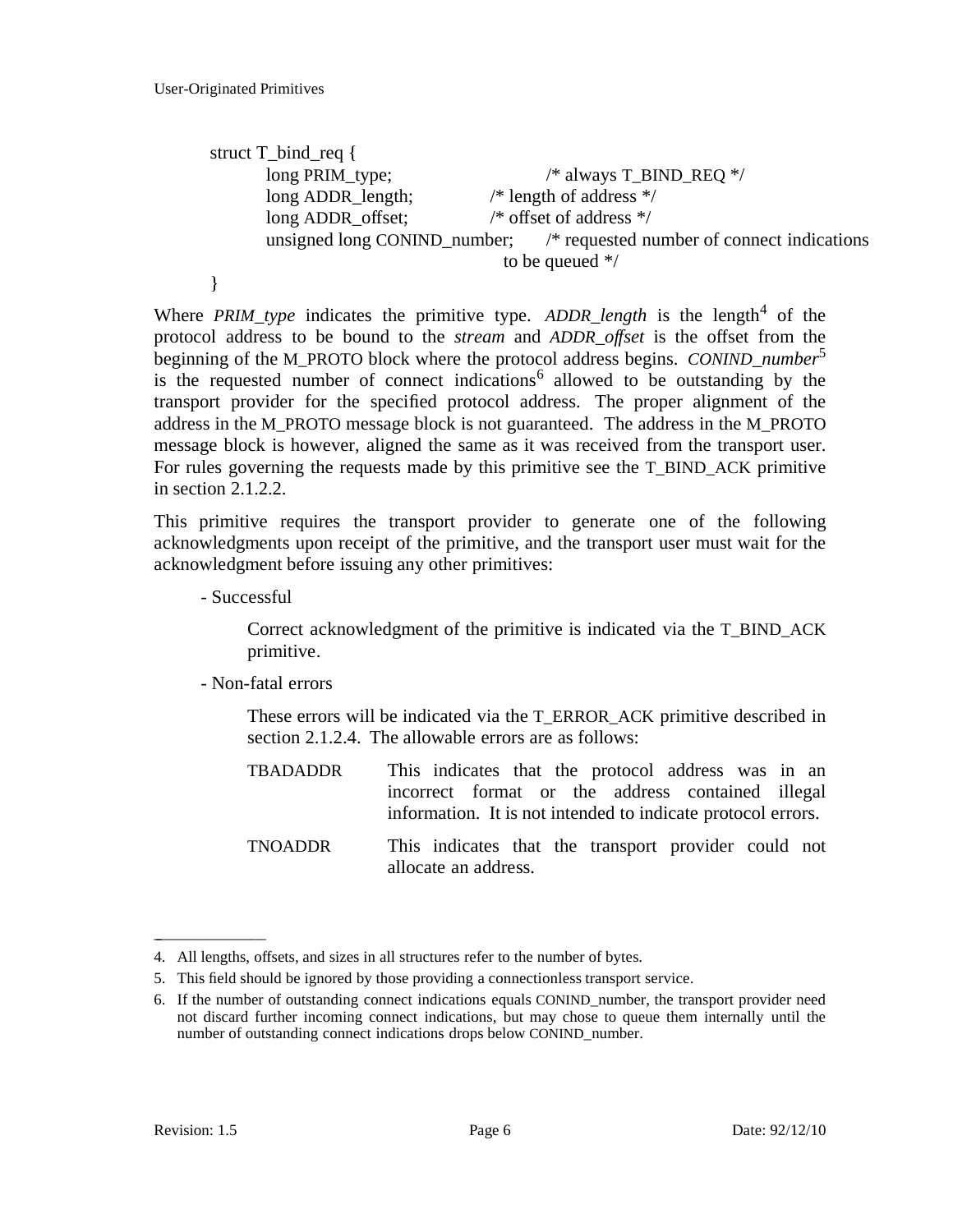```
struct T_bind_req {
        long PRIM_type;              /* always T_BIND_REQ */
        long ADDR_length;            /* length of address */
        long ADDR_offset;            /* offset of address */
        unsigned long CONIND_number; /* requested number of connect indications
                                        to be queued */
}
```

Where *PRIM_type* indicates the primitive type. *ADDR_length* is the length[4] of the protocol address to be bound to the *stream* and *ADDR_offset* is the offset from the beginning of the M_PROTO block where the protocol address begins. *CONIND_number*[5] is the requested number of connect indications[6] allowed to be outstanding by the transport provider for the specified protocol address. The proper alignment of the address in the M_PROTO message block is not guaranteed. The address in the M_PROTO message block is however, aligned the same as it was received from the transport user. For rules governing the requests made by this primitive see the T_BIND_ACK primitive in section 2.1.2.2.

This primitive requires the transport provider to generate one of the following acknowledgments upon receipt of the primitive, and the transport user must wait for the acknowledgment before issuing any other primitives:

- Successful

  Correct acknowledgment of the primitive is indicated via the T_BIND_ACK primitive.

- Non-fatal errors

  These errors will be indicated via the T_ERROR_ACK primitive described in section 2.1.2.4. The allowable errors are as follows:

  TBADADDR — This indicates that the protocol address was in an incorrect format or the address contained illegal information. It is not intended to indicate protocol errors.

  TNOADDR — This indicates that the transport provider could not allocate an address.

---

4. All lengths, offsets, and sizes in all structures refer to the number of bytes.

5. This field should be ignored by those providing a connectionless transport service.

6. If the number of outstanding connect indications equals CONIND_number, the transport provider need not discard further incoming connect indications, but may chose to queue them internally until the number of outstanding connect indications drops below CONIND_number.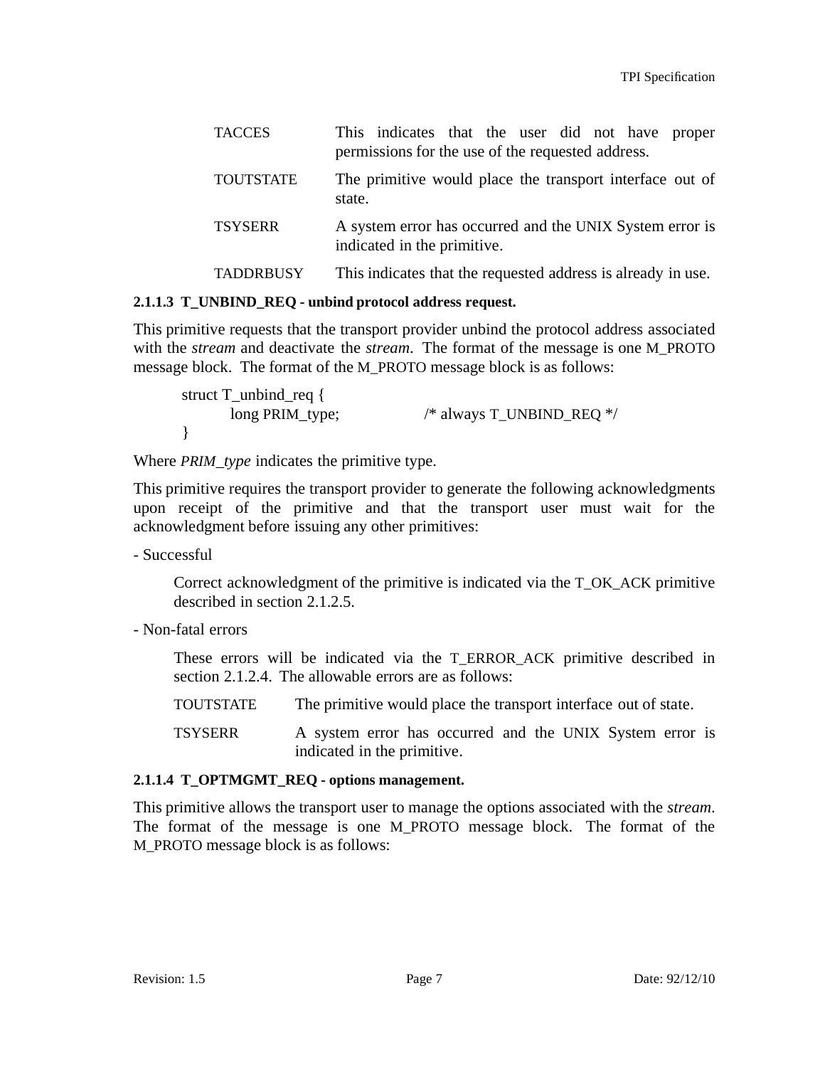| | |
|---|---|
| TACCES | This indicates that the user did not have proper permissions for the use of the requested address. |
| TOUTSTATE | The primitive would place the transport interface out of state. |
| TSYSERR | A system error has occurred and the UNIX System error is indicated in the primitive. |
| TADDRBUSY | This indicates that the requested address is already in use. |

#### 2.1.1.3 T_UNBIND_REQ - unbind protocol address request.

This primitive requests that the transport provider unbind the protocol address associated with the *stream* and deactivate the *stream*. The format of the message is one M_PROTO message block. The format of the M_PROTO message block is as follows:

```
struct T_unbind_req {
        long PRIM_type;              /* always T_UNBIND_REQ */
}
```

Where *PRIM_type* indicates the primitive type.

This primitive requires the transport provider to generate the following acknowledgments upon receipt of the primitive and that the transport user must wait for the acknowledgment before issuing any other primitives:

- Successful

  Correct acknowledgment of the primitive is indicated via the T_OK_ACK primitive described in section 2.1.2.5.

- Non-fatal errors

  These errors will be indicated via the T_ERROR_ACK primitive described in section 2.1.2.4. The allowable errors are as follows:

| | |
|---|---|
| TOUTSTATE | The primitive would place the transport interface out of state. |
| TSYSERR | A system error has occurred and the UNIX System error is indicated in the primitive. |

#### 2.1.1.4 T_OPTMGMT_REQ - options management.

This primitive allows the transport user to manage the options associated with the *stream*. The format of the message is one M_PROTO message block. The format of the M_PROTO message block is as follows: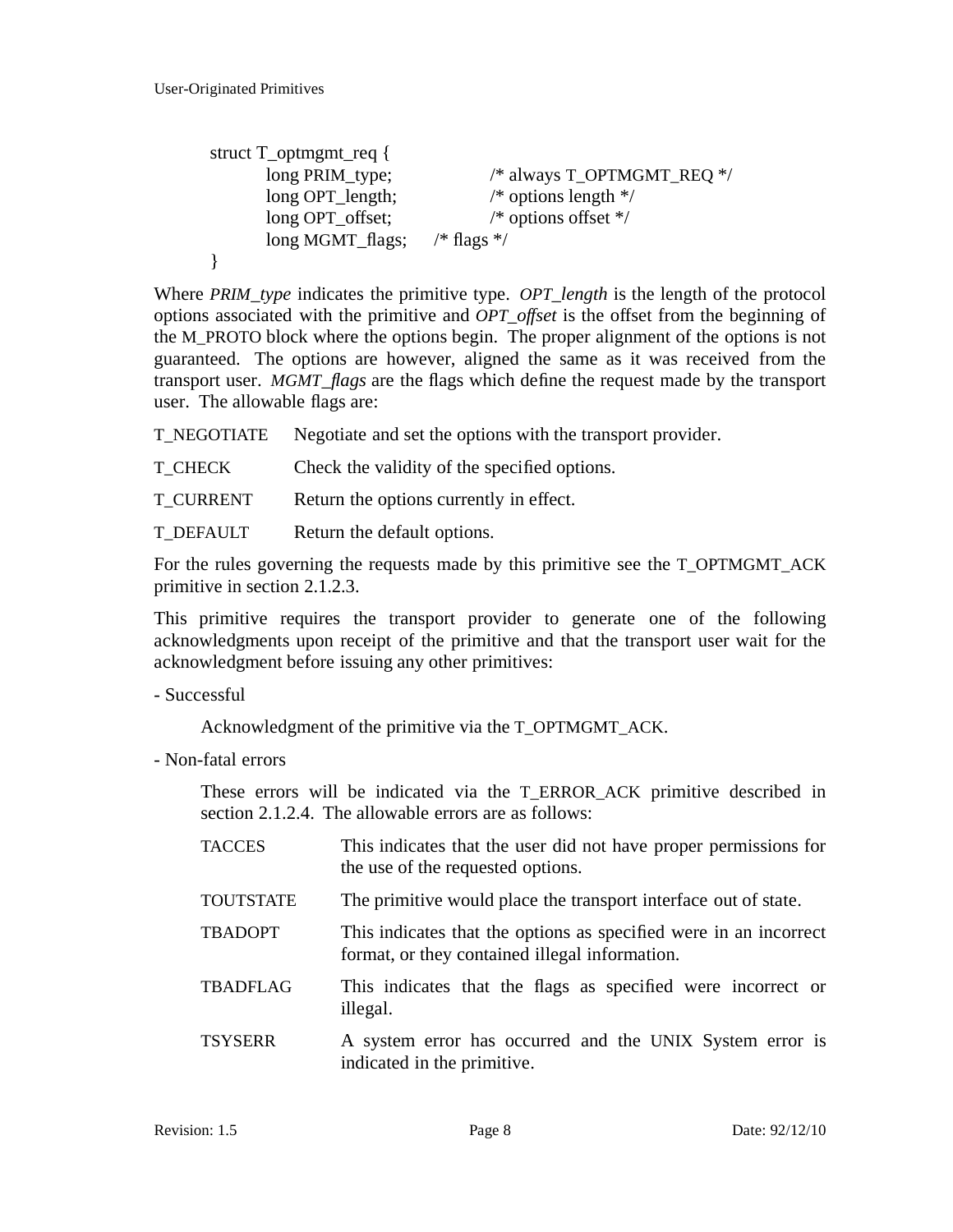```
struct T_optmgmt_req {
        long PRIM_type;         /* always T_OPTMGMT_REQ */
        long OPT_length;        /* options length */
        long OPT_offset;        /* options offset */
        long MGMT_flags;        /* flags */
}
```

Where *PRIM_type* indicates the primitive type. *OPT_length* is the length of the protocol options associated with the primitive and *OPT_offset* is the offset from the beginning of the M_PROTO block where the options begin. The proper alignment of the options is not guaranteed. The options are however, aligned the same as it was received from the transport user. *MGMT_flags* are the flags which define the request made by the transport user. The allowable flags are:

T_NEGOTIATE
: Negotiate and set the options with the transport provider.

T_CHECK
: Check the validity of the specified options.

T_CURRENT
: Return the options currently in effect.

T_DEFAULT
: Return the default options.

For the rules governing the requests made by this primitive see the T_OPTMGMT_ACK primitive in section 2.1.2.3.

This primitive requires the transport provider to generate one of the following acknowledgments upon receipt of the primitive and that the transport user wait for the acknowledgment before issuing any other primitives:

- Successful

  Acknowledgment of the primitive via the T_OPTMGMT_ACK.

- Non-fatal errors

  These errors will be indicated via the T_ERROR_ACK primitive described in section 2.1.2.4. The allowable errors are as follows:

  TACCES
  : This indicates that the user did not have proper permissions for the use of the requested options.

  TOUTSTATE
  : The primitive would place the transport interface out of state.

  TBADOPT
  : This indicates that the options as specified were in an incorrect format, or they contained illegal information.

  TBADFLAG
  : This indicates that the flags as specified were incorrect or illegal.

  TSYSERR
  : A system error has occurred and the UNIX System error is indicated in the primitive.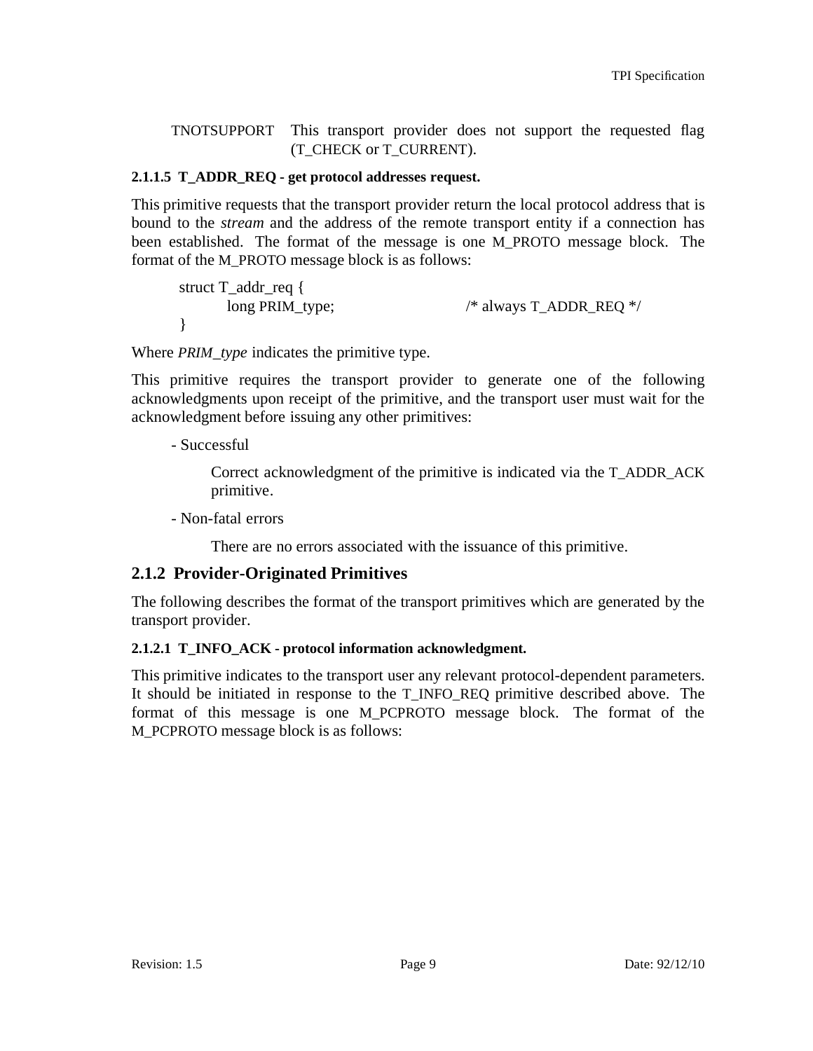TNOTSUPPORT This transport provider does not support the requested flag (T_CHECK or T_CURRENT).

#### 2.1.1.5 T_ADDR_REQ - get protocol addresses request.

This primitive requests that the transport provider return the local protocol address that is bound to the *stream* and the address of the remote transport entity if a connection has been established. The format of the message is one M_PROTO message block. The format of the M_PROTO message block is as follows:

```
struct T_addr_req {
        long PRIM_type;                 /* always T_ADDR_REQ */
}
```

Where *PRIM_type* indicates the primitive type.

This primitive requires the transport provider to generate one of the following acknowledgments upon receipt of the primitive, and the transport user must wait for the acknowledgment before issuing any other primitives:

- Successful

  Correct acknowledgment of the primitive is indicated via the T_ADDR_ACK primitive.

- Non-fatal errors

  There are no errors associated with the issuance of this primitive.

### 2.1.2 Provider-Originated Primitives

The following describes the format of the transport primitives which are generated by the transport provider.

#### 2.1.2.1 T_INFO_ACK - protocol information acknowledgment.

This primitive indicates to the transport user any relevant protocol-dependent parameters. It should be initiated in response to the T_INFO_REQ primitive described above. The format of this message is one M_PCPROTO message block. The format of the M_PCPROTO message block is as follows: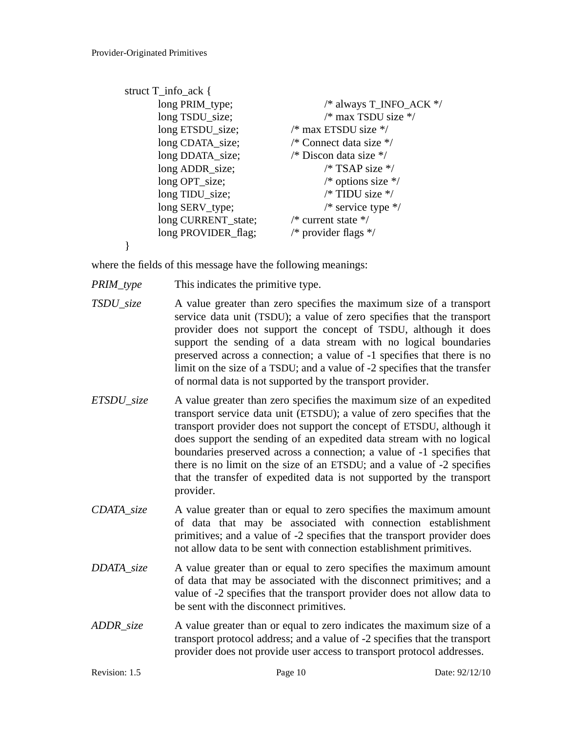```
struct T_info_ack {
        long PRIM_type;             /* always T_INFO_ACK */
        long TSDU_size;             /* max TSDU size */
        long ETSDU_size;            /* max ETSDU size */
        long CDATA_size;            /* Connect data size */
        long DDATA_size;            /* Discon data size */
        long ADDR_size;             /* TSAP size */
        long OPT_size;              /* options size */
        long TIDU_size;             /* TIDU size */
        long SERV_type;             /* service type */
        long CURRENT_state;         /* current state */
        long PROVIDER_flag;         /* provider flags */
}
```

where the fields of this message have the following meanings:

*PRIM_type* This indicates the primitive type.

*TSDU_size* A value greater than zero specifies the maximum size of a transport service data unit (TSDU); a value of zero specifies that the transport provider does not support the concept of TSDU, although it does support the sending of a data stream with no logical boundaries preserved across a connection; a value of -1 specifies that there is no limit on the size of a TSDU; and a value of -2 specifies that the transfer of normal data is not supported by the transport provider.

*ETSDU_size* A value greater than zero specifies the maximum size of an expedited transport service data unit (ETSDU); a value of zero specifies that the transport provider does not support the concept of ETSDU, although it does support the sending of an expedited data stream with no logical boundaries preserved across a connection; a value of -1 specifies that there is no limit on the size of an ETSDU; and a value of -2 specifies that the transfer of expedited data is not supported by the transport provider.

*CDATA_size* A value greater than or equal to zero specifies the maximum amount of data that may be associated with connection establishment primitives; and a value of -2 specifies that the transport provider does not allow data to be sent with connection establishment primitives.

*DDATA_size* A value greater than or equal to zero specifies the maximum amount of data that may be associated with the disconnect primitives; and a value of -2 specifies that the transport provider does not allow data to be sent with the disconnect primitives.

*ADDR_size* A value greater than or equal to zero indicates the maximum size of a transport protocol address; and a value of -2 specifies that the transport provider does not provide user access to transport protocol addresses.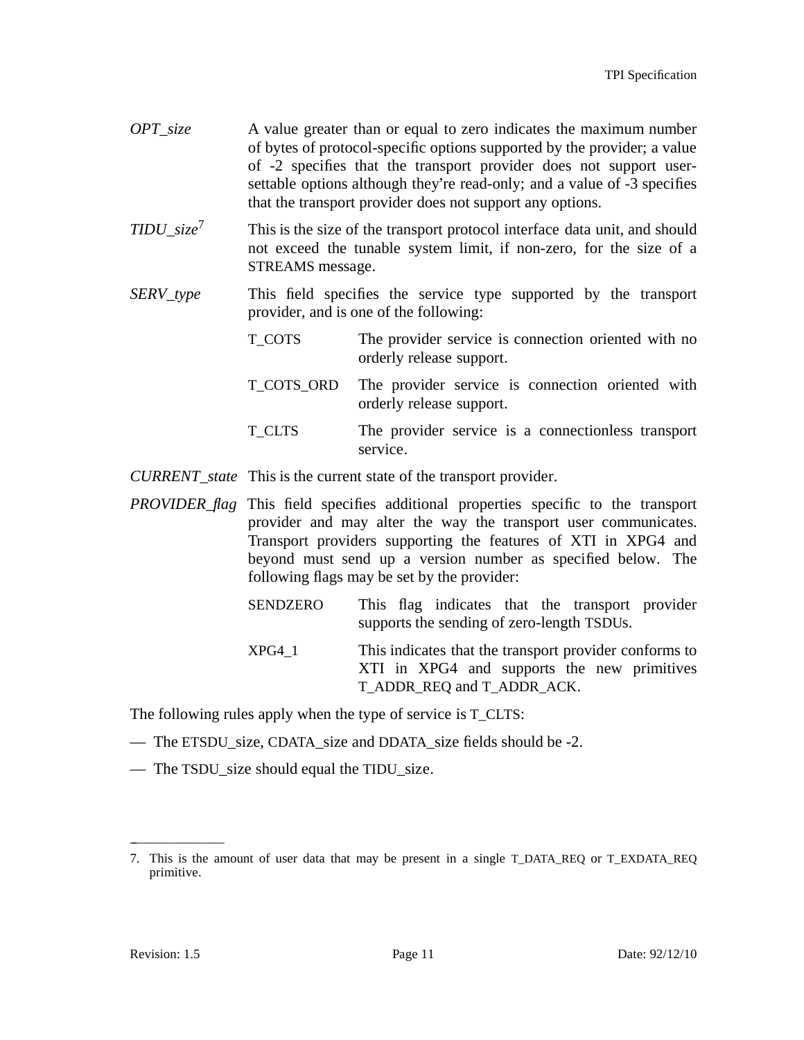*OPT_size* A value greater than or equal to zero indicates the maximum number of bytes of protocol-specific options supported by the provider; a value of -2 specifies that the transport provider does not support user-settable options although they're read-only; and a value of -3 specifies that the transport provider does not support any options.

*TIDU_size*[7] This is the size of the transport protocol interface data unit, and should not exceed the tunable system limit, if non-zero, for the size of a STREAMS message.

*SERV_type* This field specifies the service type supported by the transport provider, and is one of the following:

- T_COTS — The provider service is connection oriented with no orderly release support.
- T_COTS_ORD — The provider service is connection oriented with orderly release support.
- T_CLTS — The provider service is a connectionless transport service.

*CURRENT_state* This is the current state of the transport provider.

*PROVIDER_flag* This field specifies additional properties specific to the transport provider and may alter the way the transport user communicates. Transport providers supporting the features of XTI in XPG4 and beyond must send up a version number as specified below. The following flags may be set by the provider:

- SENDZERO — This flag indicates that the transport provider supports the sending of zero-length TSDUs.
- XPG4_1 — This indicates that the transport provider conforms to XTI in XPG4 and supports the new primitives T_ADDR_REQ and T_ADDR_ACK.

The following rules apply when the type of service is T_CLTS:

— The ETSDU_size, CDATA_size and DDATA_size fields should be -2.

— The TSDU_size should equal the TIDU_size.

---

7. This is the amount of user data that may be present in a single T_DATA_REQ or T_EXDATA_REQ primitive.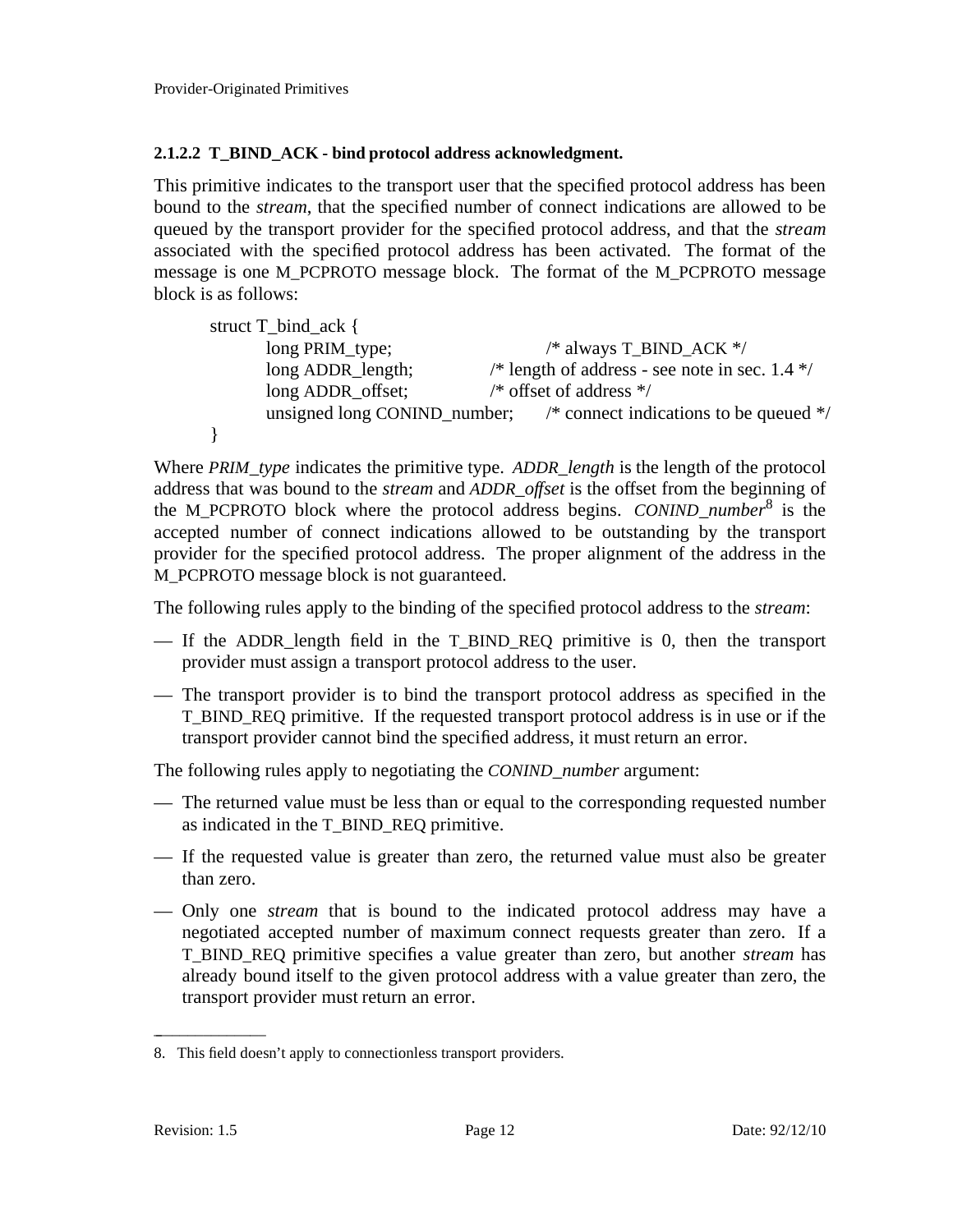#### 2.1.2.2 T_BIND_ACK - bind protocol address acknowledgment.

This primitive indicates to the transport user that the specified protocol address has been bound to the *stream*, that the specified number of connect indications are allowed to be queued by the transport provider for the specified protocol address, and that the *stream* associated with the specified protocol address has been activated. The format of the message is one M_PCPROTO message block. The format of the M_PCPROTO message block is as follows:

```
struct T_bind_ack {
        long PRIM_type;                 /* always T_BIND_ACK */
        long ADDR_length;           /* length of address - see note in sec. 1.4 */
        long ADDR_offset;           /* offset of address */
        unsigned long CONIND_number;    /* connect indications to be queued */
}
```

Where *PRIM_type* indicates the primitive type. *ADDR_length* is the length of the protocol address that was bound to the *stream* and *ADDR_offset* is the offset from the beginning of the M_PCPROTO block where the protocol address begins. *CONIND_number*[8] is the accepted number of connect indications allowed to be outstanding by the transport provider for the specified protocol address. The proper alignment of the address in the M_PCPROTO message block is not guaranteed.

The following rules apply to the binding of the specified protocol address to the *stream*:

— If the ADDR_length field in the T_BIND_REQ primitive is 0, then the transport provider must assign a transport protocol address to the user.

— The transport provider is to bind the transport protocol address as specified in the T_BIND_REQ primitive. If the requested transport protocol address is in use or if the transport provider cannot bind the specified address, it must return an error.

The following rules apply to negotiating the *CONIND_number* argument:

— The returned value must be less than or equal to the corresponding requested number as indicated in the T_BIND_REQ primitive.

— If the requested value is greater than zero, the returned value must also be greater than zero.

— Only one *stream* that is bound to the indicated protocol address may have a negotiated accepted number of maximum connect requests greater than zero. If a T_BIND_REQ primitive specifies a value greater than zero, but another *stream* has already bound itself to the given protocol address with a value greater than zero, the transport provider must return an error.

---

8. This field doesn't apply to connectionless transport providers.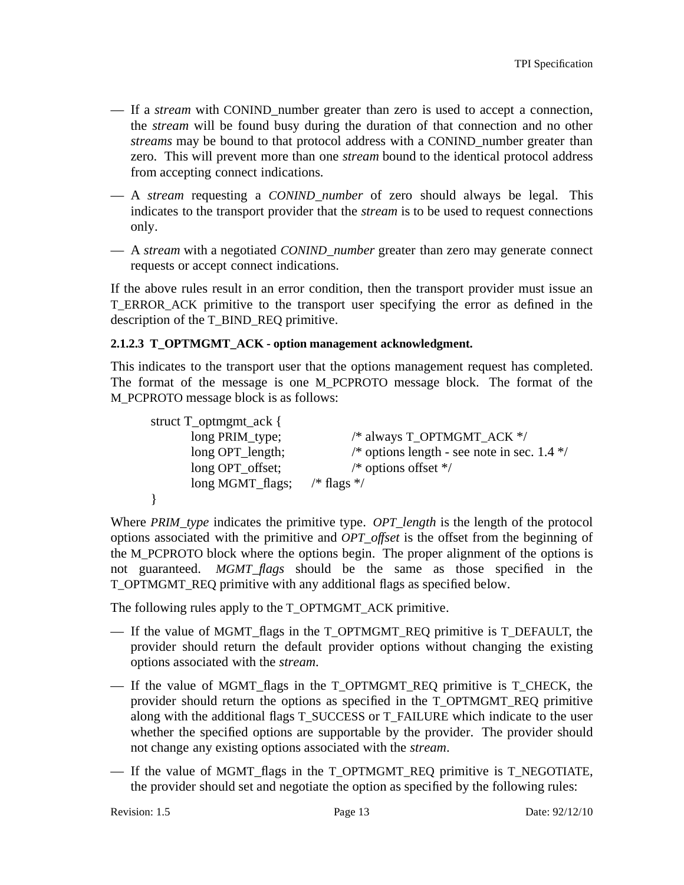- If a *stream* with CONIND_number greater than zero is used to accept a connection, the *stream* will be found busy during the duration of that connection and no other *streams* may be bound to that protocol address with a CONIND_number greater than zero. This will prevent more than one *stream* bound to the identical protocol address from accepting connect indications.
- A *stream* requesting a *CONIND_number* of zero should always be legal. This indicates to the transport provider that the *stream* is to be used to request connections only.
- A *stream* with a negotiated *CONIND_number* greater than zero may generate connect requests or accept connect indications.

If the above rules result in an error condition, then the transport provider must issue an T_ERROR_ACK primitive to the transport user specifying the error as defined in the description of the T_BIND_REQ primitive.

#### 2.1.2.3 T_OPTMGMT_ACK - option management acknowledgment.

This indicates to the transport user that the options management request has completed. The format of the message is one M_PCPROTO message block. The format of the M_PCPROTO message block is as follows:

```
struct T_optmgmt_ack {
        long PRIM_type;         /* always T_OPTMGMT_ACK */
        long OPT_length;        /* options length - see note in sec. 1.4 */
        long OPT_offset;        /* options offset */
        long MGMT_flags;        /* flags */
}
```

Where *PRIM_type* indicates the primitive type. *OPT_length* is the length of the protocol options associated with the primitive and *OPT_offset* is the offset from the beginning of the M_PCPROTO block where the options begin. The proper alignment of the options is not guaranteed. *MGMT_flags* should be the same as those specified in the T_OPTMGMT_REQ primitive with any additional flags as specified below.

The following rules apply to the T_OPTMGMT_ACK primitive.

- If the value of MGMT_flags in the T_OPTMGMT_REQ primitive is T_DEFAULT, the provider should return the default provider options without changing the existing options associated with the *stream*.
- If the value of MGMT_flags in the T_OPTMGMT_REQ primitive is T_CHECK, the provider should return the options as specified in the T_OPTMGMT_REQ primitive along with the additional flags T_SUCCESS or T_FAILURE which indicate to the user whether the specified options are supportable by the provider. The provider should not change any existing options associated with the *stream*.
- If the value of MGMT_flags in the T_OPTMGMT_REQ primitive is T_NEGOTIATE, the provider should set and negotiate the option as specified by the following rules: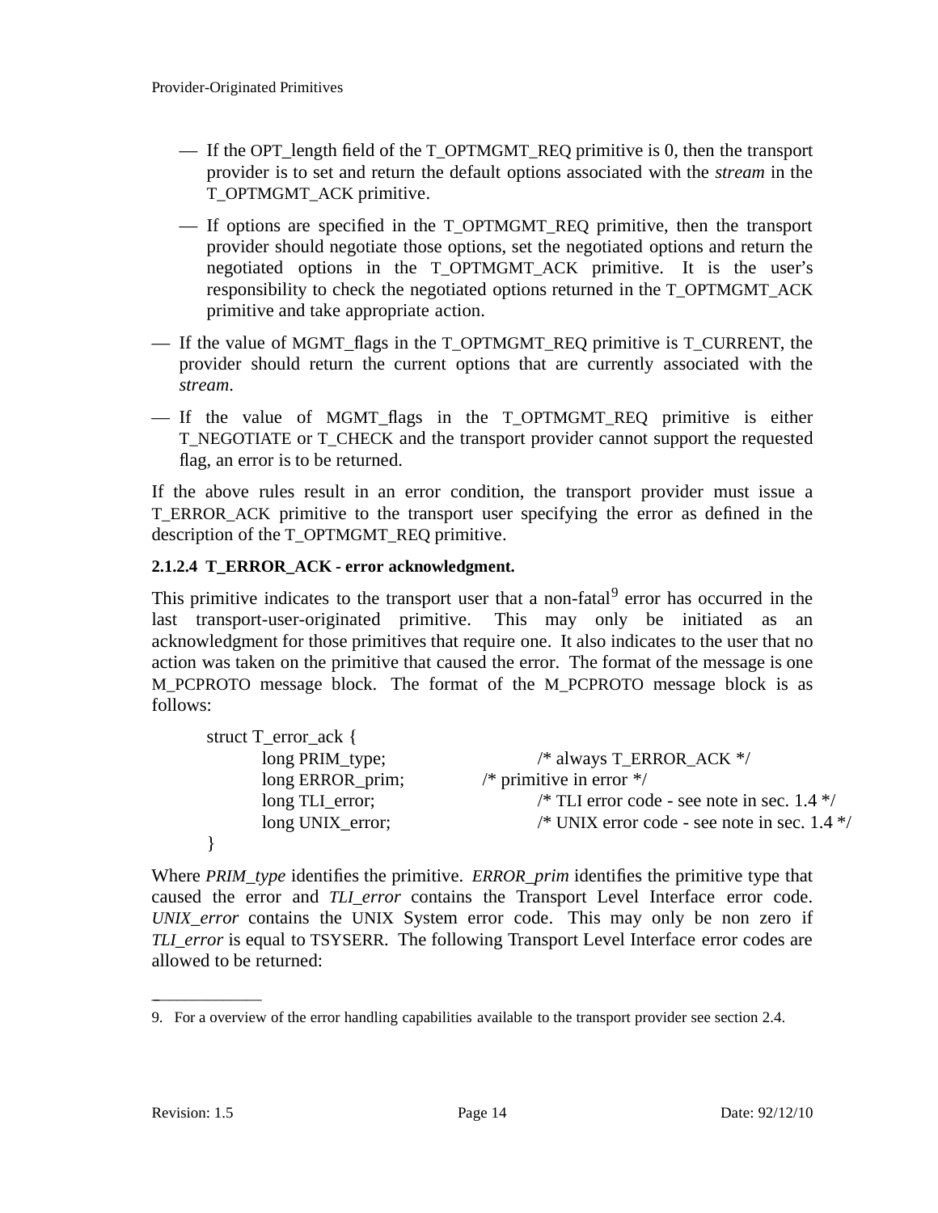- If the OPT_length field of the T_OPTMGMT_REQ primitive is 0, then the transport provider is to set and return the default options associated with the *stream* in the T_OPTMGMT_ACK primitive.
- If options are specified in the T_OPTMGMT_REQ primitive, then the transport provider should negotiate those options, set the negotiated options and return the negotiated options in the T_OPTMGMT_ACK primitive. It is the user's responsibility to check the negotiated options returned in the T_OPTMGMT_ACK primitive and take appropriate action.

— If the value of MGMT_flags in the T_OPTMGMT_REQ primitive is T_CURRENT, the provider should return the current options that are currently associated with the *stream*.

— If the value of MGMT_flags in the T_OPTMGMT_REQ primitive is either T_NEGOTIATE or T_CHECK and the transport provider cannot support the requested flag, an error is to be returned.

If the above rules result in an error condition, the transport provider must issue a T_ERROR_ACK primitive to the transport user specifying the error as defined in the description of the T_OPTMGMT_REQ primitive.

**2.1.2.4 T_ERROR_ACK - error acknowledgment.**

This primitive indicates to the transport user that a non-fatal[9] error has occurred in the last transport-user-originated primitive. This may only be initiated as an acknowledgment for those primitives that require one. It also indicates to the user that no action was taken on the primitive that caused the error. The format of the message is one M_PCPROTO message block. The format of the M_PCPROTO message block is as follows:

```
struct T_error_ack {
        long PRIM_type;         /* always T_ERROR_ACK */
        long ERROR_prim;        /* primitive in error */
        long TLI_error;         /* TLI error code - see note in sec. 1.4 */
        long UNIX_error;        /* UNIX error code - see note in sec. 1.4 */
}
```

Where *PRIM_type* identifies the primitive. *ERROR_prim* identifies the primitive type that caused the error and *TLI_error* contains the Transport Level Interface error code. *UNIX_error* contains the UNIX System error code. This may only be non zero if *TLI_error* is equal to TSYSERR. The following Transport Level Interface error codes are allowed to be returned:

---

9. For a overview of the error handling capabilities available to the transport provider see section 2.4.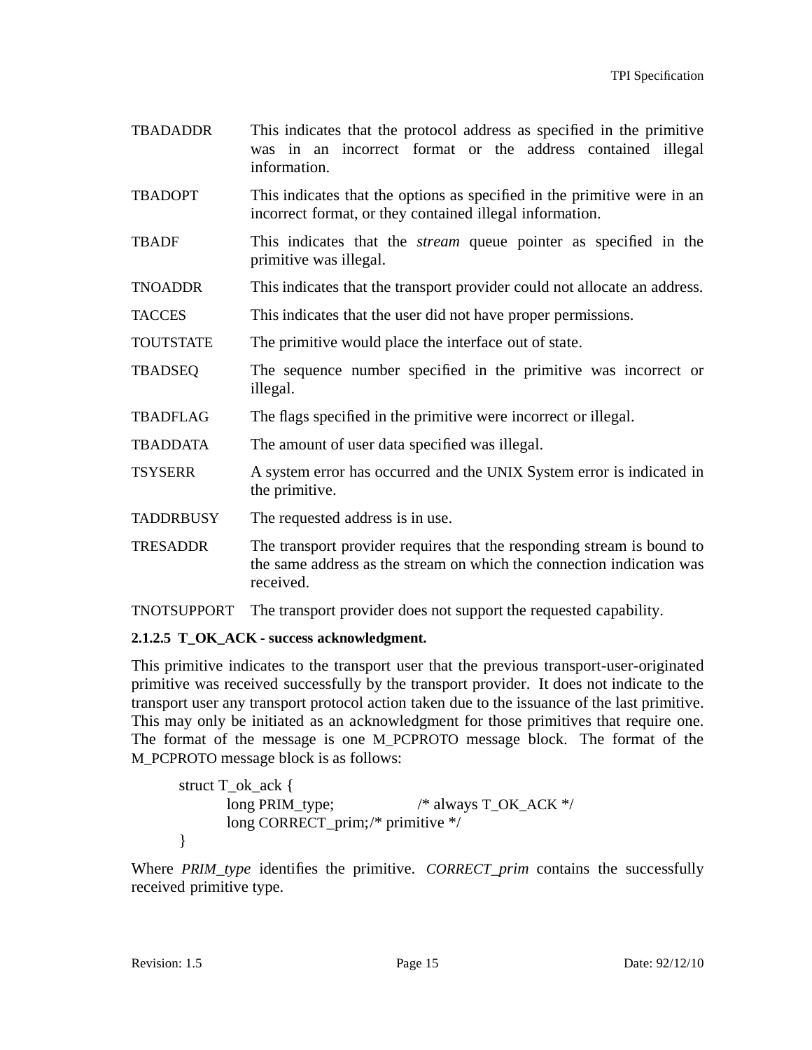TBADADDR This indicates that the protocol address as specified in the primitive was in an incorrect format or the address contained illegal information.

TBADOPT This indicates that the options as specified in the primitive were in an incorrect format, or they contained illegal information.

TBADF This indicates that the *stream* queue pointer as specified in the primitive was illegal.

TNOADDR This indicates that the transport provider could not allocate an address.

TACCES This indicates that the user did not have proper permissions.

TOUTSTATE The primitive would place the interface out of state.

TBADSEQ The sequence number specified in the primitive was incorrect or illegal.

TBADFLAG The flags specified in the primitive were incorrect or illegal.

TBADDATA The amount of user data specified was illegal.

TSYSERR A system error has occurred and the UNIX System error is indicated in the primitive.

TADDRBUSY The requested address is in use.

TRESADDR The transport provider requires that the responding stream is bound to the same address as the stream on which the connection indication was received.

TNOTSUPPORT The transport provider does not support the requested capability.

#### 2.1.2.5 T_OK_ACK - success acknowledgment.

This primitive indicates to the transport user that the previous transport-user-originated primitive was received successfully by the transport provider. It does not indicate to the transport user any transport protocol action taken due to the issuance of the last primitive. This may only be initiated as an acknowledgment for those primitives that require one. The format of the message is one M_PCPROTO message block. The format of the M_PCPROTO message block is as follows:

```
struct T_ok_ack {
        long PRIM_type;         /* always T_OK_ACK */
        long CORRECT_prim;/* primitive */
}
```

Where *PRIM_type* identifies the primitive. *CORRECT_prim* contains the successfully received primitive type.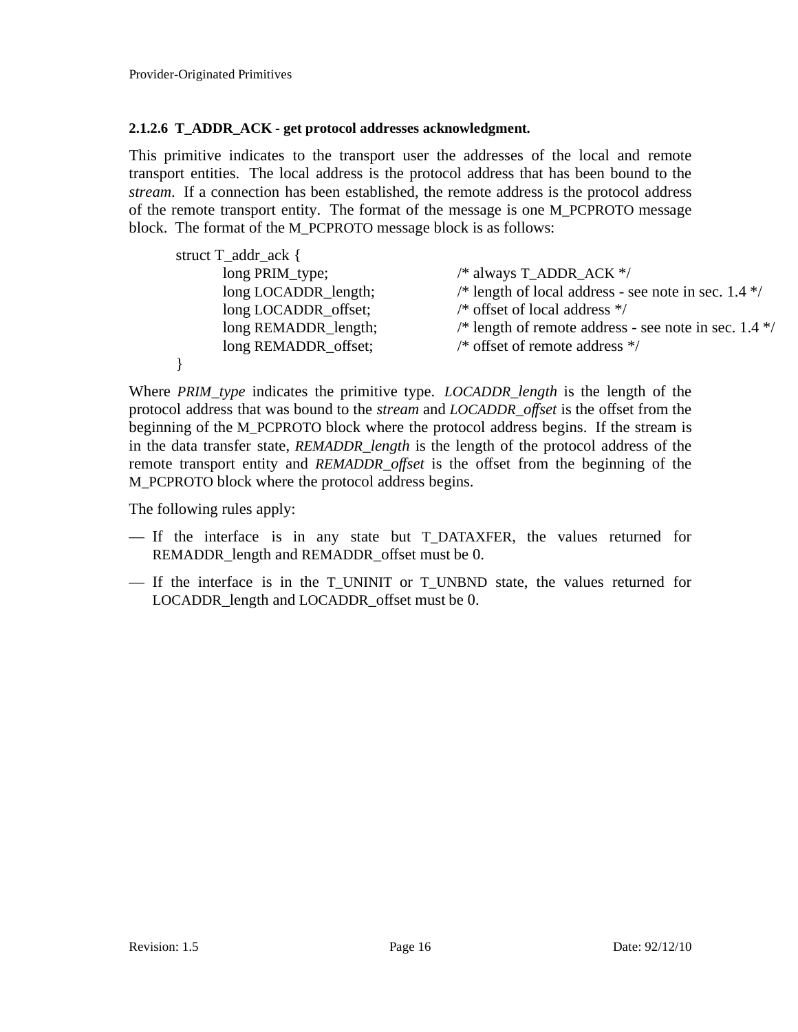#### 2.1.2.6 T_ADDR_ACK - get protocol addresses acknowledgment.

This primitive indicates to the transport user the addresses of the local and remote transport entities. The local address is the protocol address that has been bound to the *stream*. If a connection has been established, the remote address is the protocol address of the remote transport entity. The format of the message is one M_PCPROTO message block. The format of the M_PCPROTO message block is as follows:

```
struct T_addr_ack {
        long PRIM_type;             /* always T_ADDR_ACK */
        long LOCADDR_length;        /* length of local address - see note in sec. 1.4 */
        long LOCADDR_offset;        /* offset of local address */
        long REMADDR_length;        /* length of remote address - see note in sec. 1.4 */
        long REMADDR_offset;        /* offset of remote address */
}
```

Where *PRIM_type* indicates the primitive type. *LOCADDR_length* is the length of the protocol address that was bound to the *stream* and *LOCADDR_offset* is the offset from the beginning of the M_PCPROTO block where the protocol address begins. If the stream is in the data transfer state, *REMADDR_length* is the length of the protocol address of the remote transport entity and *REMADDR_offset* is the offset from the beginning of the M_PCPROTO block where the protocol address begins.

The following rules apply:

— If the interface is in any state but T_DATAXFER, the values returned for REMADDR_length and REMADDR_offset must be 0.

— If the interface is in the T_UNINIT or T_UNBND state, the values returned for LOCADDR_length and LOCADDR_offset must be 0.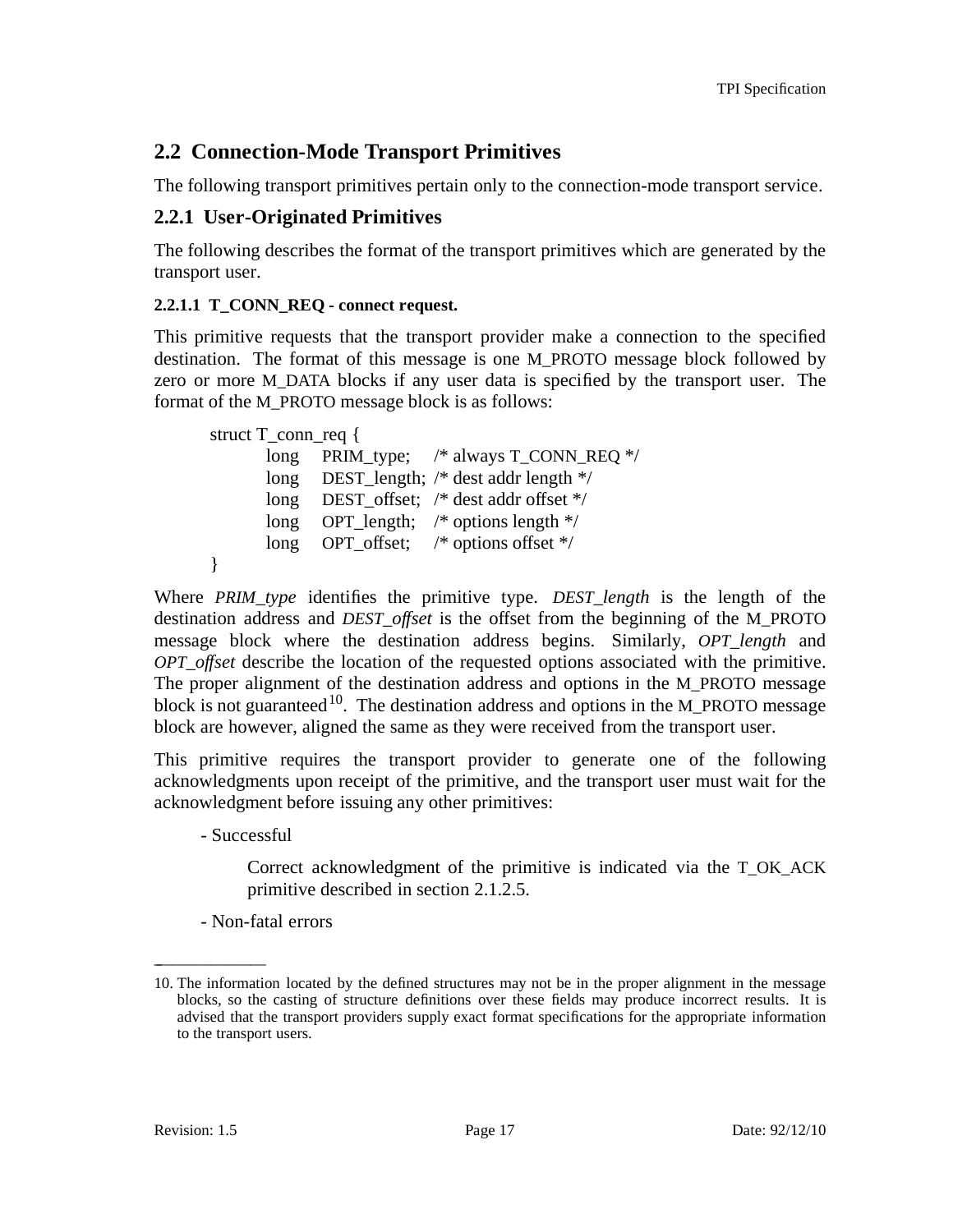## 2.2 Connection-Mode Transport Primitives

The following transport primitives pertain only to the connection-mode transport service.

### 2.2.1 User-Originated Primitives

The following describes the format of the transport primitives which are generated by the transport user.

#### 2.2.1.1 T_CONN_REQ - connect request.

This primitive requests that the transport provider make a connection to the specified destination. The format of this message is one M_PROTO message block followed by zero or more M_DATA blocks if any user data is specified by the transport user. The format of the M_PROTO message block is as follows:

```
struct T_conn_req {
        long    PRIM_type;     /* always T_CONN_REQ */
        long    DEST_length;   /* dest addr length */
        long    DEST_offset;   /* dest addr offset */
        long    OPT_length;    /* options length */
        long    OPT_offset;    /* options offset */
}
```

Where *PRIM_type* identifies the primitive type. *DEST_length* is the length of the destination address and *DEST_offset* is the offset from the beginning of the M_PROTO message block where the destination address begins. Similarly, *OPT_length* and *OPT_offset* describe the location of the requested options associated with the primitive. The proper alignment of the destination address and options in the M_PROTO message block is not guaranteed[10]. The destination address and options in the M_PROTO message block are however, aligned the same as they were received from the transport user.

This primitive requires the transport provider to generate one of the following acknowledgments upon receipt of the primitive, and the transport user must wait for the acknowledgment before issuing any other primitives:

- Successful

  Correct acknowledgment of the primitive is indicated via the T_OK_ACK primitive described in section 2.1.2.5.

- Non-fatal errors

---

10. The information located by the defined structures may not be in the proper alignment in the message blocks, so the casting of structure definitions over these fields may produce incorrect results. It is advised that the transport providers supply exact format specifications for the appropriate information to the transport users.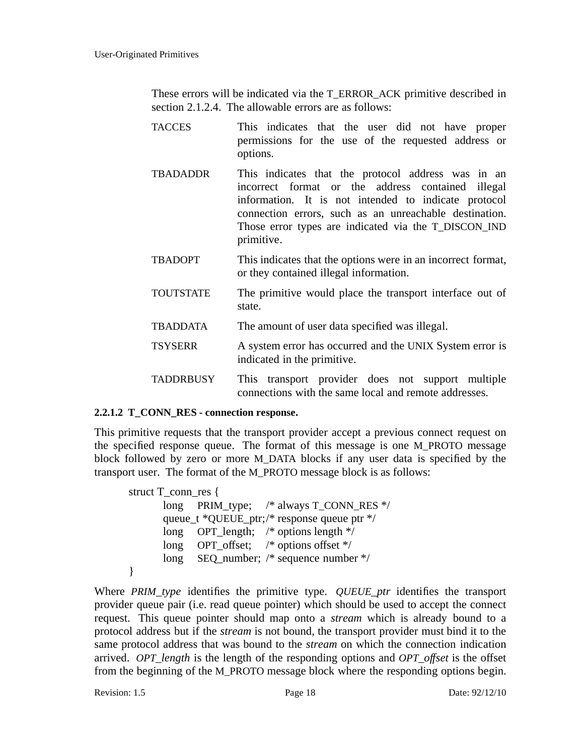These errors will be indicated via the T_ERROR_ACK primitive described in section 2.1.2.4. The allowable errors are as follows:

| | |
|---|---|
| TACCES | This indicates that the user did not have proper permissions for the use of the requested address or options. |
| TBADADDR | This indicates that the protocol address was in an incorrect format or the address contained illegal information. It is not intended to indicate protocol connection errors, such as an unreachable destination. Those error types are indicated via the T_DISCON_IND primitive. |
| TBADOPT | This indicates that the options were in an incorrect format, or they contained illegal information. |
| TOUTSTATE | The primitive would place the transport interface out of state. |
| TBADDATA | The amount of user data specified was illegal. |
| TSYSERR | A system error has occurred and the UNIX System error is indicated in the primitive. |
| TADDRBUSY | This transport provider does not support multiple connections with the same local and remote addresses. |

#### 2.2.1.2 T_CONN_RES - connection response.

This primitive requests that the transport provider accept a previous connect request on the specified response queue. The format of this message is one M_PROTO message block followed by zero or more M_DATA blocks if any user data is specified by the transport user. The format of the M_PROTO message block is as follows:

```
struct T_conn_res {
        long    PRIM_type;     /* always T_CONN_RES */
        queue_t *QUEUE_ptr;/* response queue ptr */
        long    OPT_length;    /* options length */
        long    OPT_offset;    /* options offset */
        long    SEQ_number;  /* sequence number */
}
```

Where *PRIM_type* identifies the primitive type. *QUEUE_ptr* identifies the transport provider queue pair (i.e. read queue pointer) which should be used to accept the connect request. This queue pointer should map onto a *stream* which is already bound to a protocol address but if the *stream* is not bound, the transport provider must bind it to the same protocol address that was bound to the *stream* on which the connection indication arrived. *OPT_length* is the length of the responding options and *OPT_offset* is the offset from the beginning of the M_PROTO message block where the responding options begin.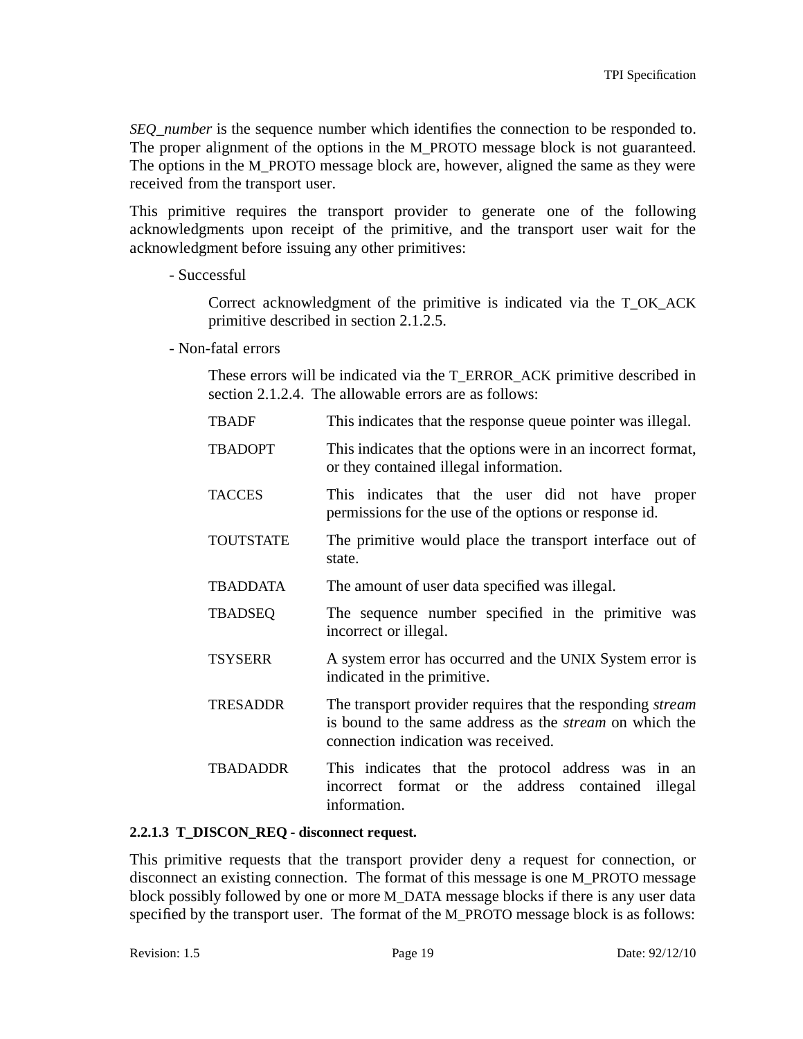*SEQ_number* is the sequence number which identifies the connection to be responded to. The proper alignment of the options in the M_PROTO message block is not guaranteed. The options in the M_PROTO message block are, however, aligned the same as they were received from the transport user.

This primitive requires the transport provider to generate one of the following acknowledgments upon receipt of the primitive, and the transport user wait for the acknowledgment before issuing any other primitives:

- Successful

  Correct acknowledgment of the primitive is indicated via the T_OK_ACK primitive described in section 2.1.2.5.

- Non-fatal errors

  These errors will be indicated via the T_ERROR_ACK primitive described in section 2.1.2.4. The allowable errors are as follows:

  | | |
  |---|---|
  | TBADF | This indicates that the response queue pointer was illegal. |
  | TBADOPT | This indicates that the options were in an incorrect format, or they contained illegal information. |
  | TACCES | This indicates that the user did not have proper permissions for the use of the options or response id. |
  | TOUTSTATE | The primitive would place the transport interface out of state. |
  | TBADDATA | The amount of user data specified was illegal. |
  | TBADSEQ | The sequence number specified in the primitive was incorrect or illegal. |
  | TSYSERR | A system error has occurred and the UNIX System error is indicated in the primitive. |
  | TRESADDR | The transport provider requires that the responding *stream* is bound to the same address as the *stream* on which the connection indication was received. |
  | TBADADDR | This indicates that the protocol address was in an incorrect format or the address contained illegal information. |

#### 2.2.1.3 T_DISCON_REQ - disconnect request.

This primitive requests that the transport provider deny a request for connection, or disconnect an existing connection. The format of this message is one M_PROTO message block possibly followed by one or more M_DATA message blocks if there is any user data specified by the transport user. The format of the M_PROTO message block is as follows: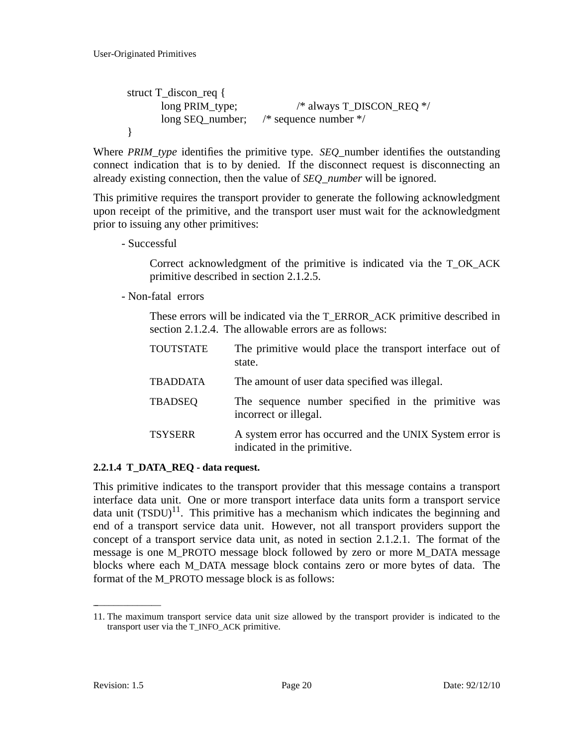```
struct T_discon_req {
        long PRIM_type;          /* always T_DISCON_REQ */
        long SEQ_number;     /* sequence number */
}
```

Where *PRIM_type* identifies the primitive type. *SEQ_*number identifies the outstanding connect indication that is to by denied. If the disconnect request is disconnecting an already existing connection, then the value of *SEQ_number* will be ignored.

This primitive requires the transport provider to generate the following acknowledgment upon receipt of the primitive, and the transport user must wait for the acknowledgment prior to issuing any other primitives:

- Successful

  Correct acknowledgment of the primitive is indicated via the T_OK_ACK primitive described in section 2.1.2.5.

- Non-fatal errors

  These errors will be indicated via the T_ERROR_ACK primitive described in section 2.1.2.4. The allowable errors are as follows:

  TOUTSTATE — The primitive would place the transport interface out of state.

  TBADDATA — The amount of user data specified was illegal.

  TBADSEQ — The sequence number specified in the primitive was incorrect or illegal.

  TSYSERR — A system error has occurred and the UNIX System error is indicated in the primitive.

**2.2.1.4 T_DATA_REQ - data request.**

This primitive indicates to the transport provider that this message contains a transport interface data unit. One or more transport interface data units form a transport service data unit (TSDU)[11]. This primitive has a mechanism which indicates the beginning and end of a transport service data unit. However, not all transport providers support the concept of a transport service data unit, as noted in section 2.1.2.1. The format of the message is one M_PROTO message block followed by zero or more M_DATA message blocks where each M_DATA message block contains zero or more bytes of data. The format of the M_PROTO message block is as follows:

---

11. The maximum transport service data unit size allowed by the transport provider is indicated to the transport user via the T_INFO_ACK primitive.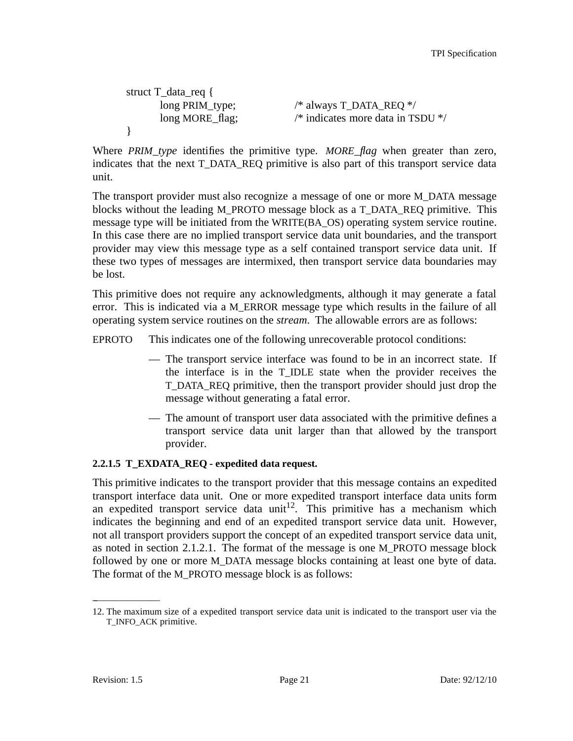```
struct T_data_req {
        long PRIM_type;         /* always T_DATA_REQ */
        long MORE_flag;         /* indicates more data in TSDU */
}
```

Where *PRIM_type* identifies the primitive type. *MORE_flag* when greater than zero, indicates that the next T_DATA_REQ primitive is also part of this transport service data unit.

The transport provider must also recognize a message of one or more M_DATA message blocks without the leading M_PROTO message block as a T_DATA_REQ primitive. This message type will be initiated from the WRITE(BA_OS) operating system service routine. In this case there are no implied transport service data unit boundaries, and the transport provider may view this message type as a self contained transport service data unit. If these two types of messages are intermixed, then transport service data boundaries may be lost.

This primitive does not require any acknowledgments, although it may generate a fatal error. This is indicated via a M_ERROR message type which results in the failure of all operating system service routines on the *stream*. The allowable errors are as follows:

EPROTO This indicates one of the following unrecoverable protocol conditions:

- The transport service interface was found to be in an incorrect state. If the interface is in the T_IDLE state when the provider receives the T_DATA_REQ primitive, then the transport provider should just drop the message without generating a fatal error.
- The amount of transport user data associated with the primitive defines a transport service data unit larger than that allowed by the transport provider.

**2.2.1.5 T_EXDATA_REQ - expedited data request.**

This primitive indicates to the transport provider that this message contains an expedited transport interface data unit. One or more expedited transport interface data units form an expedited transport service data unit[12]. This primitive has a mechanism which indicates the beginning and end of an expedited transport service data unit. However, not all transport providers support the concept of an expedited transport service data unit, as noted in section 2.1.2.1. The format of the message is one M_PROTO message block followed by one or more M_DATA message blocks containing at least one byte of data. The format of the M_PROTO message block is as follows:

---

12. The maximum size of a expedited transport service data unit is indicated to the transport user via the T_INFO_ACK primitive.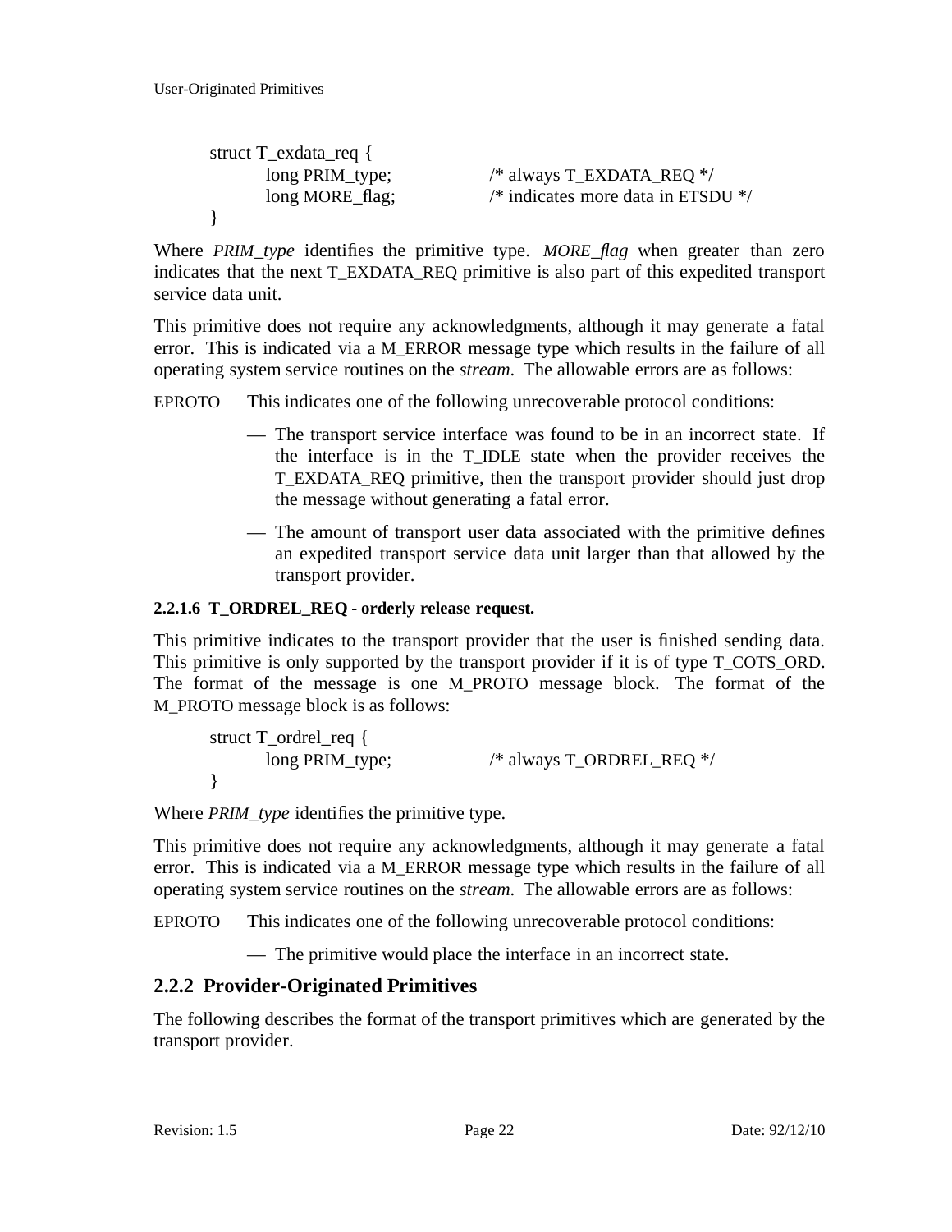```
struct T_exdata_req {
        long PRIM_type;         /* always T_EXDATA_REQ */
        long MORE_flag;         /* indicates more data in ETSDU */
}
```

Where *PRIM_type* identifies the primitive type. *MORE_flag* when greater than zero indicates that the next T_EXDATA_REQ primitive is also part of this expedited transport service data unit.

This primitive does not require any acknowledgments, although it may generate a fatal error. This is indicated via a M_ERROR message type which results in the failure of all operating system service routines on the *stream*. The allowable errors are as follows:

EPROTO This indicates one of the following unrecoverable protocol conditions:

- The transport service interface was found to be in an incorrect state. If the interface is in the T_IDLE state when the provider receives the T_EXDATA_REQ primitive, then the transport provider should just drop the message without generating a fatal error.
- The amount of transport user data associated with the primitive defines an expedited transport service data unit larger than that allowed by the transport provider.

#### 2.2.1.6 T_ORDREL_REQ - orderly release request.

This primitive indicates to the transport provider that the user is finished sending data. This primitive is only supported by the transport provider if it is of type T_COTS_ORD. The format of the message is one M_PROTO message block. The format of the M_PROTO message block is as follows:

```
struct T_ordrel_req {
        long PRIM_type;         /* always T_ORDREL_REQ */
}
```

Where *PRIM_type* identifies the primitive type.

This primitive does not require any acknowledgments, although it may generate a fatal error. This is indicated via a M_ERROR message type which results in the failure of all operating system service routines on the *stream*. The allowable errors are as follows:

EPROTO This indicates one of the following unrecoverable protocol conditions:

- The primitive would place the interface in an incorrect state.

### 2.2.2 Provider-Originated Primitives

The following describes the format of the transport primitives which are generated by the transport provider.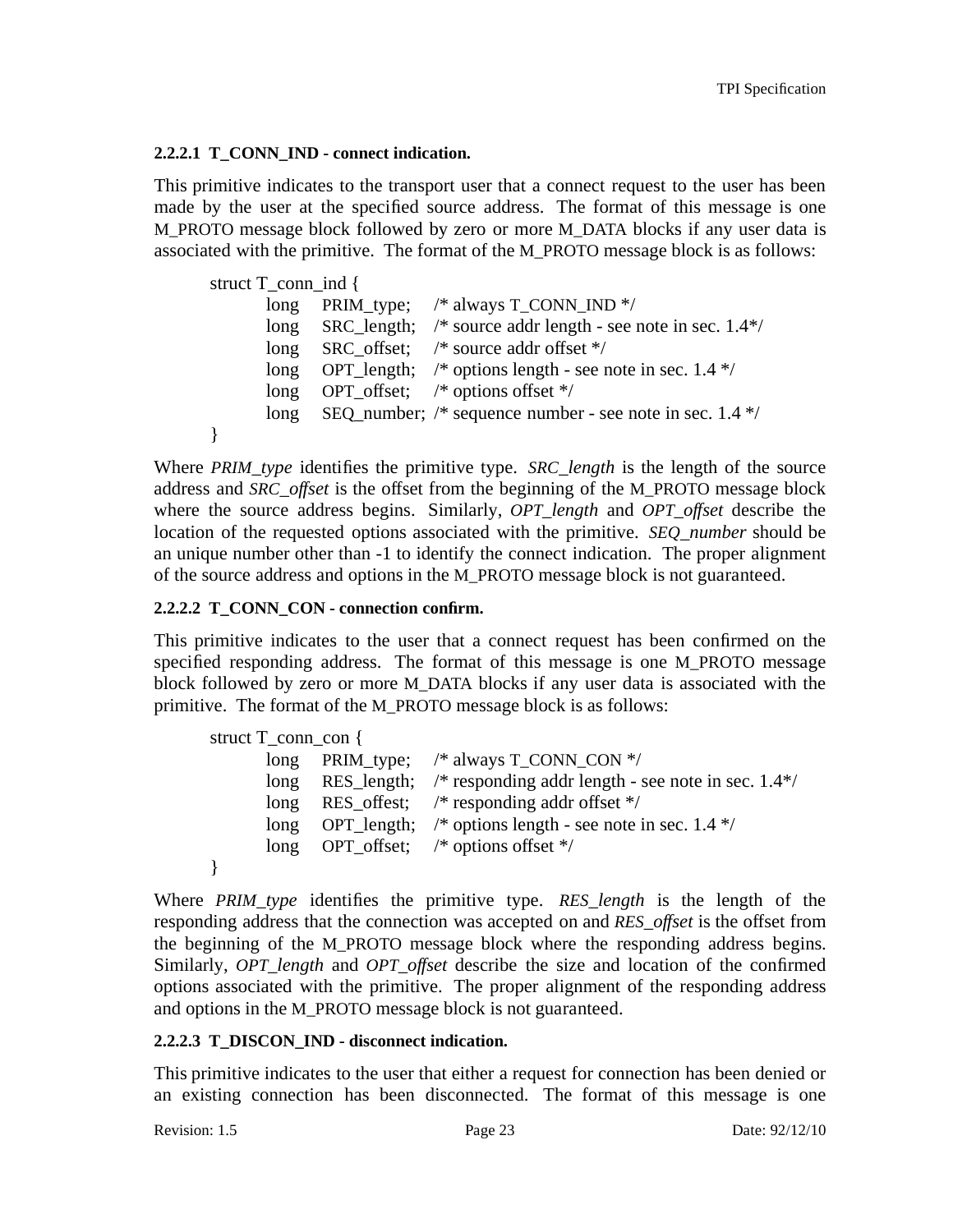#### 2.2.2.1 T_CONN_IND - connect indication.

This primitive indicates to the transport user that a connect request to the user has been made by the user at the specified source address. The format of this message is one M_PROTO message block followed by zero or more M_DATA blocks if any user data is associated with the primitive. The format of the M_PROTO message block is as follows:

```
struct T_conn_ind {
        long    PRIM_type;    /* always T_CONN_IND */
        long    SRC_length;   /* source addr length - see note in sec. 1.4*/
        long    SRC_offset;   /* source addr offset */
        long    OPT_length;   /* options length - see note in sec. 1.4 */
        long    OPT_offset;   /* options offset */
        long    SEQ_number;   /* sequence number - see note in sec. 1.4 */
}
```

Where *PRIM_type* identifies the primitive type. *SRC_length* is the length of the source address and *SRC_offset* is the offset from the beginning of the M_PROTO message block where the source address begins. Similarly, *OPT_length* and *OPT_offset* describe the location of the requested options associated with the primitive. *SEQ_number* should be an unique number other than -1 to identify the connect indication. The proper alignment of the source address and options in the M_PROTO message block is not guaranteed.

#### 2.2.2.2 T_CONN_CON - connection confirm.

This primitive indicates to the user that a connect request has been confirmed on the specified responding address. The format of this message is one M_PROTO message block followed by zero or more M_DATA blocks if any user data is associated with the primitive. The format of the M_PROTO message block is as follows:

```
struct T_conn_con {
        long    PRIM_type;    /* always T_CONN_CON */
        long    RES_length;   /* responding addr length - see note in sec. 1.4*/
        long    RES_offest;   /* responding addr offset */
        long    OPT_length;   /* options length - see note in sec. 1.4 */
        long    OPT_offset;   /* options offset */
}
```

Where *PRIM_type* identifies the primitive type. *RES_length* is the length of the responding address that the connection was accepted on and *RES_offset* is the offset from the beginning of the M_PROTO message block where the responding address begins. Similarly, *OPT_length* and *OPT_offset* describe the size and location of the confirmed options associated with the primitive. The proper alignment of the responding address and options in the M_PROTO message block is not guaranteed.

#### 2.2.2.3 T_DISCON_IND - disconnect indication.

This primitive indicates to the user that either a request for connection has been denied or an existing connection has been disconnected. The format of this message is one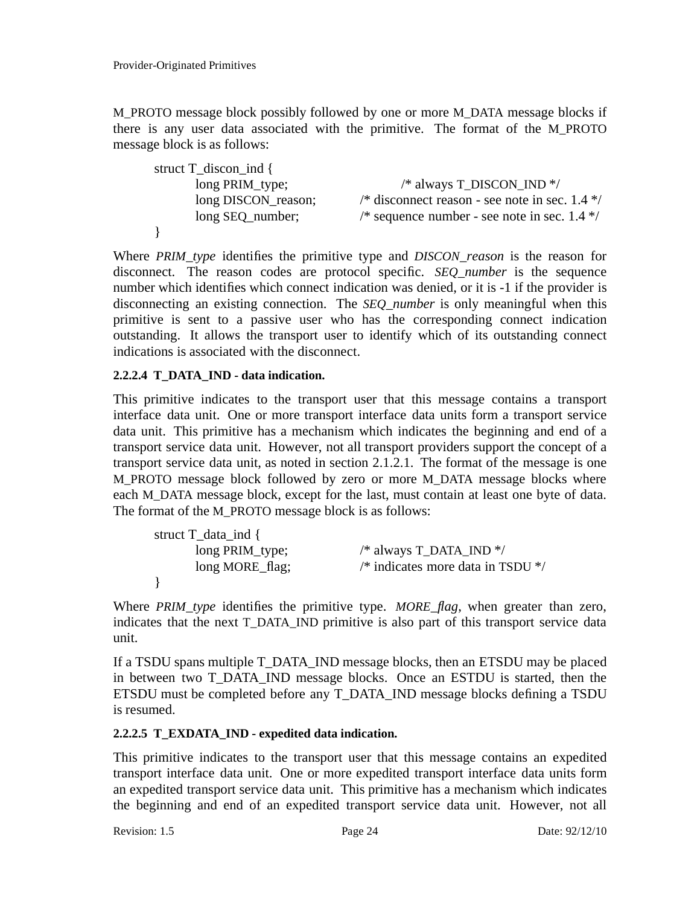M_PROTO message block possibly followed by one or more M_DATA message blocks if there is any user data associated with the primitive. The format of the M_PROTO message block is as follows:

```
struct T_discon_ind {
        long PRIM_type;             /* always T_DISCON_IND */
        long DISCON_reason;         /* disconnect reason - see note in sec. 1.4 */
        long SEQ_number;            /* sequence number - see note in sec. 1.4 */
}
```

Where *PRIM_type* identifies the primitive type and *DISCON_reason* is the reason for disconnect. The reason codes are protocol specific. *SEQ_number* is the sequence number which identifies which connect indication was denied, or it is -1 if the provider is disconnecting an existing connection. The *SEQ_number* is only meaningful when this primitive is sent to a passive user who has the corresponding connect indication outstanding. It allows the transport user to identify which of its outstanding connect indications is associated with the disconnect.

**2.2.2.4 T_DATA_IND - data indication.**

This primitive indicates to the transport user that this message contains a transport interface data unit. One or more transport interface data units form a transport service data unit. This primitive has a mechanism which indicates the beginning and end of a transport service data unit. However, not all transport providers support the concept of a transport service data unit, as noted in section 2.1.2.1. The format of the message is one M_PROTO message block followed by zero or more M_DATA message blocks where each M_DATA message block, except for the last, must contain at least one byte of data. The format of the M_PROTO message block is as follows:

```
struct T_data_ind {
        long PRIM_type;             /* always T_DATA_IND */
        long MORE_flag;             /* indicates more data in TSDU */
}
```

Where *PRIM_type* identifies the primitive type. *MORE_flag*, when greater than zero, indicates that the next T_DATA_IND primitive is also part of this transport service data unit.

If a TSDU spans multiple T_DATA_IND message blocks, then an ETSDU may be placed in between two T_DATA_IND message blocks. Once an ESTDU is started, then the ETSDU must be completed before any T_DATA_IND message blocks defining a TSDU is resumed.

**2.2.2.5 T_EXDATA_IND - expedited data indication.**

This primitive indicates to the transport user that this message contains an expedited transport interface data unit. One or more expedited transport interface data units form an expedited transport service data unit. This primitive has a mechanism which indicates the beginning and end of an expedited transport service data unit. However, not all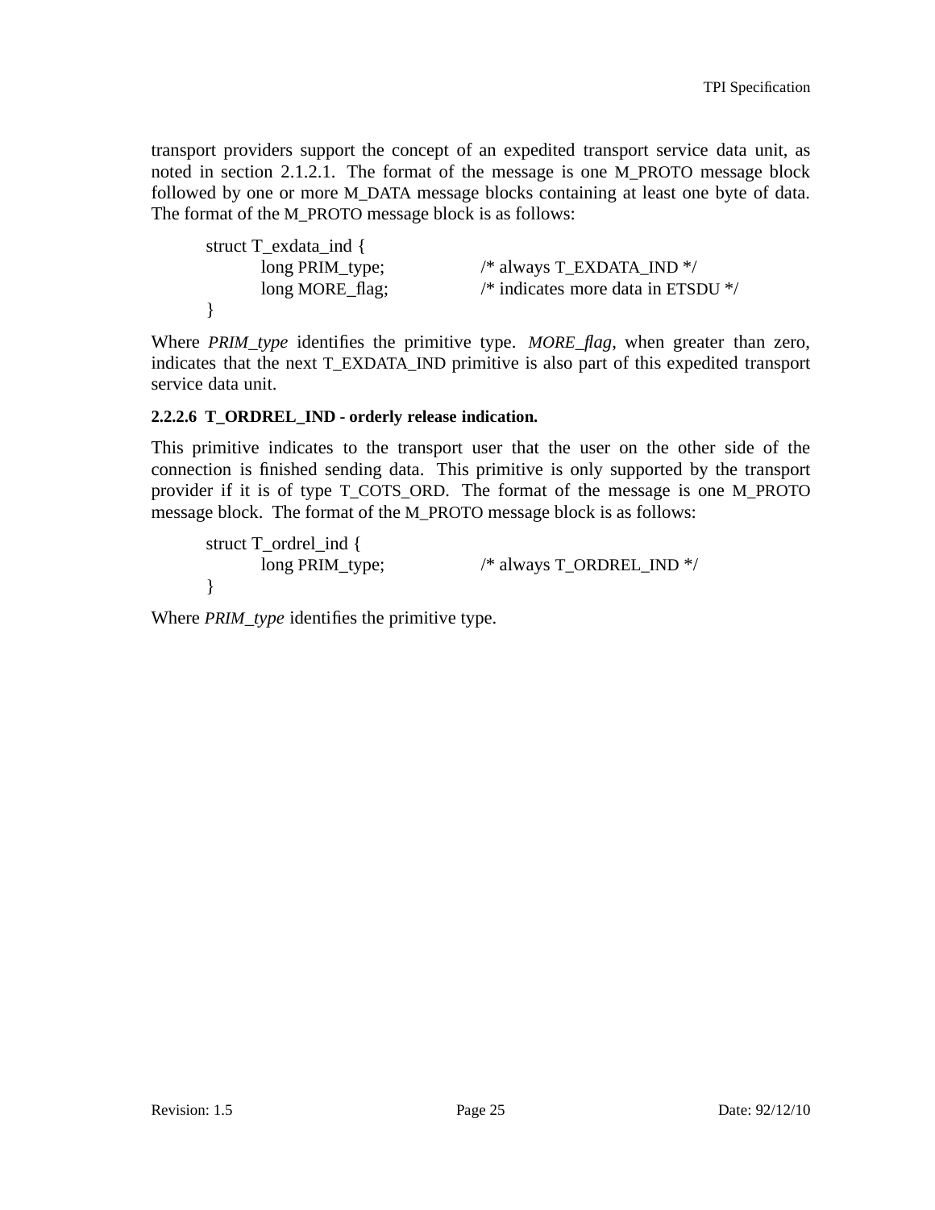transport providers support the concept of an expedited transport service data unit, as noted in section 2.1.2.1. The format of the message is one M_PROTO message block followed by one or more M_DATA message blocks containing at least one byte of data. The format of the M_PROTO message block is as follows:

```
struct T_exdata_ind {
        long PRIM_type;          /* always T_EXDATA_IND */
        long MORE_flag;          /* indicates more data in ETSDU */
}
```

Where *PRIM_type* identifies the primitive type. *MORE_flag*, when greater than zero, indicates that the next T_EXDATA_IND primitive is also part of this expedited transport service data unit.

#### 2.2.2.6 T_ORDREL_IND - orderly release indication.

This primitive indicates to the transport user that the user on the other side of the connection is finished sending data. This primitive is only supported by the transport provider if it is of type T_COTS_ORD. The format of the message is one M_PROTO message block. The format of the M_PROTO message block is as follows:

```
struct T_ordrel_ind {
        long PRIM_type;          /* always T_ORDREL_IND */
}
```

Where *PRIM_type* identifies the primitive type.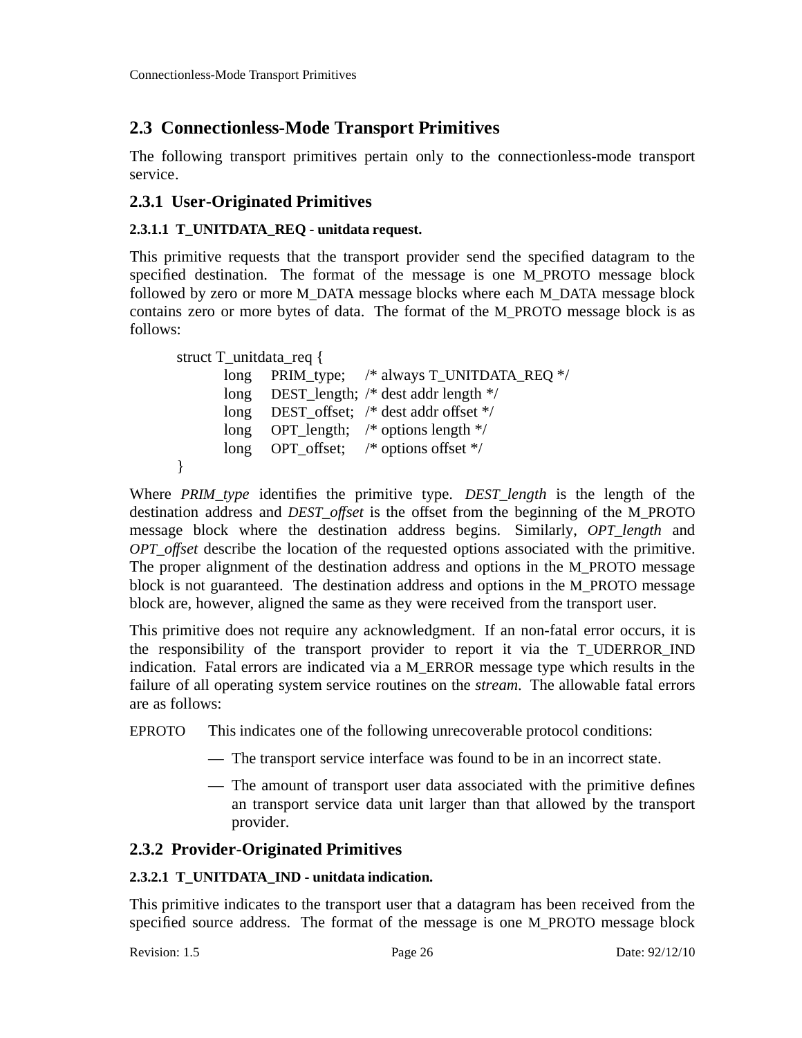## 2.3 Connectionless-Mode Transport Primitives

The following transport primitives pertain only to the connectionless-mode transport service.

### 2.3.1 User-Originated Primitives

#### 2.3.1.1 T_UNITDATA_REQ - unitdata request.

This primitive requests that the transport provider send the specified datagram to the specified destination. The format of the message is one M_PROTO message block followed by zero or more M_DATA message blocks where each M_DATA message block contains zero or more bytes of data. The format of the M_PROTO message block is as follows:

```
struct T_unitdata_req {
        long    PRIM_type;    /* always T_UNITDATA_REQ */
        long    DEST_length;  /* dest addr length */
        long    DEST_offset;  /* dest addr offset */
        long    OPT_length;   /* options length */
        long    OPT_offset;   /* options offset */
}
```

Where *PRIM_type* identifies the primitive type. *DEST_length* is the length of the destination address and *DEST_offset* is the offset from the beginning of the M_PROTO message block where the destination address begins. Similarly, *OPT_length* and *OPT_offset* describe the location of the requested options associated with the primitive. The proper alignment of the destination address and options in the M_PROTO message block is not guaranteed. The destination address and options in the M_PROTO message block are, however, aligned the same as they were received from the transport user.

This primitive does not require any acknowledgment. If an non-fatal error occurs, it is the responsibility of the transport provider to report it via the T_UDERROR_IND indication. Fatal errors are indicated via a M_ERROR message type which results in the failure of all operating system service routines on the *stream*. The allowable fatal errors are as follows:

EPROTO This indicates one of the following unrecoverable protocol conditions:

- The transport service interface was found to be in an incorrect state.
- The amount of transport user data associated with the primitive defines an transport service data unit larger than that allowed by the transport provider.

### 2.3.2 Provider-Originated Primitives

#### 2.3.2.1 T_UNITDATA_IND - unitdata indication.

This primitive indicates to the transport user that a datagram has been received from the specified source address. The format of the message is one M_PROTO message block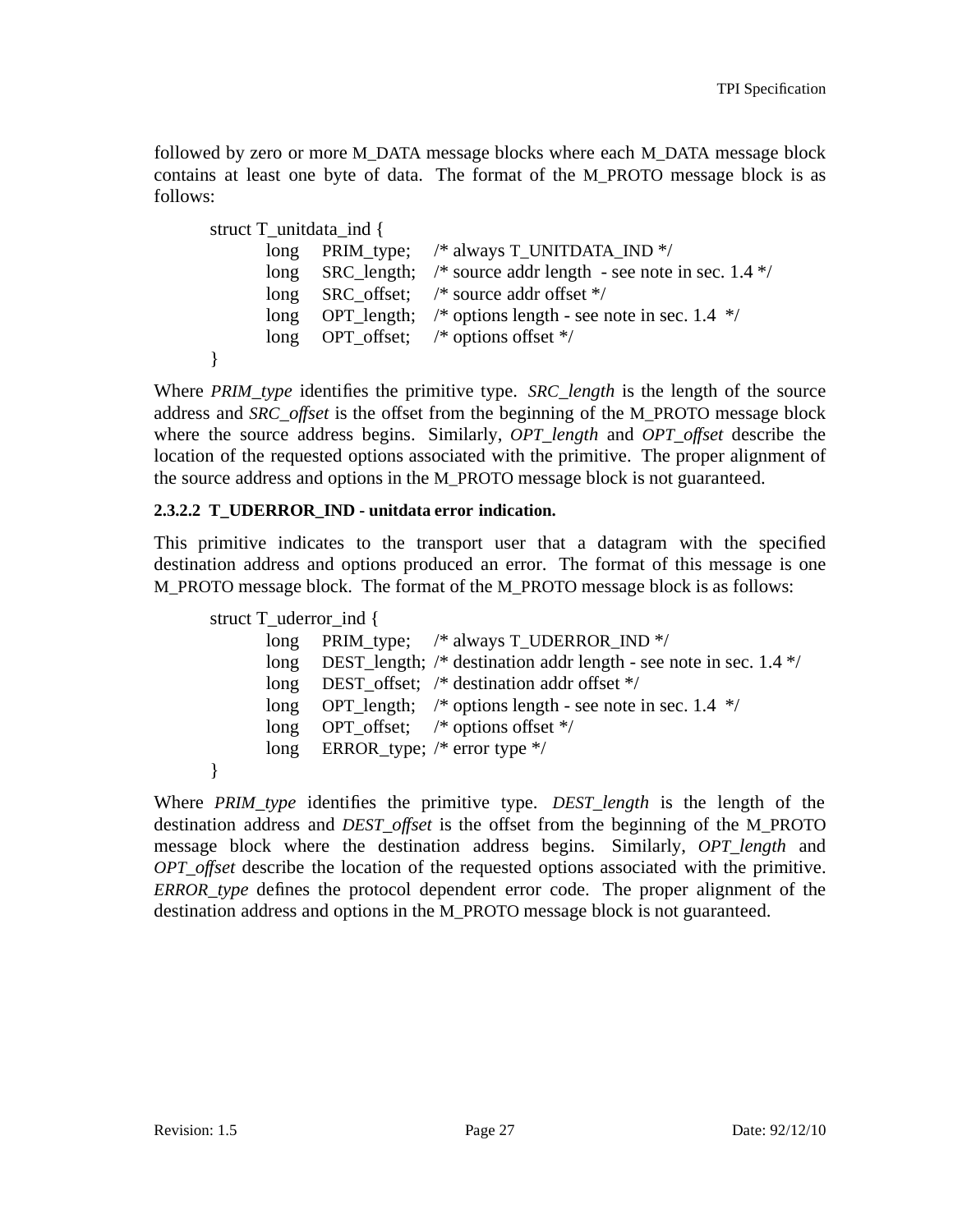followed by zero or more M_DATA message blocks where each M_DATA message block contains at least one byte of data. The format of the M_PROTO message block is as follows:

```
struct T_unitdata_ind {
        long    PRIM_type;    /* always T_UNITDATA_IND */
        long    SRC_length;   /* source addr length  - see note in sec. 1.4 */
        long    SRC_offset;   /* source addr offset */
        long    OPT_length;   /* options length - see note in sec. 1.4  */
        long    OPT_offset;   /* options offset */
}
```

Where *PRIM_type* identifies the primitive type. *SRC_length* is the length of the source address and *SRC_offset* is the offset from the beginning of the M_PROTO message block where the source address begins. Similarly, *OPT_length* and *OPT_offset* describe the location of the requested options associated with the primitive. The proper alignment of the source address and options in the M_PROTO message block is not guaranteed.

#### 2.3.2.2 T_UDERROR_IND - unitdata error indication.

This primitive indicates to the transport user that a datagram with the specified destination address and options produced an error. The format of this message is one M_PROTO message block. The format of the M_PROTO message block is as follows:

```
struct T_uderror_ind {
        long    PRIM_type;    /* always T_UDERROR_IND */
        long    DEST_length;  /* destination addr length - see note in sec. 1.4 */
        long    DEST_offset;  /* destination addr offset */
        long    OPT_length;   /* options length - see note in sec. 1.4  */
        long    OPT_offset;   /* options offset */
        long    ERROR_type;   /* error type */
}
```

Where *PRIM_type* identifies the primitive type. *DEST_length* is the length of the destination address and *DEST_offset* is the offset from the beginning of the M_PROTO message block where the destination address begins. Similarly, *OPT_length* and *OPT_offset* describe the location of the requested options associated with the primitive. *ERROR_type* defines the protocol dependent error code. The proper alignment of the destination address and options in the M_PROTO message block is not guaranteed.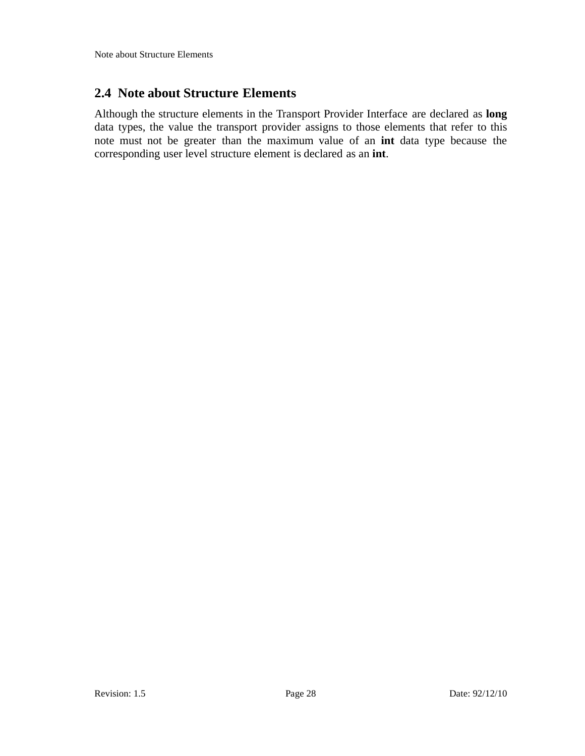## 2.4 Note about Structure Elements

Although the structure elements in the Transport Provider Interface are declared as **long** data types, the value the transport provider assigns to those elements that refer to this note must not be greater than the maximum value of an **int** data type because the corresponding user level structure element is declared as an **int**.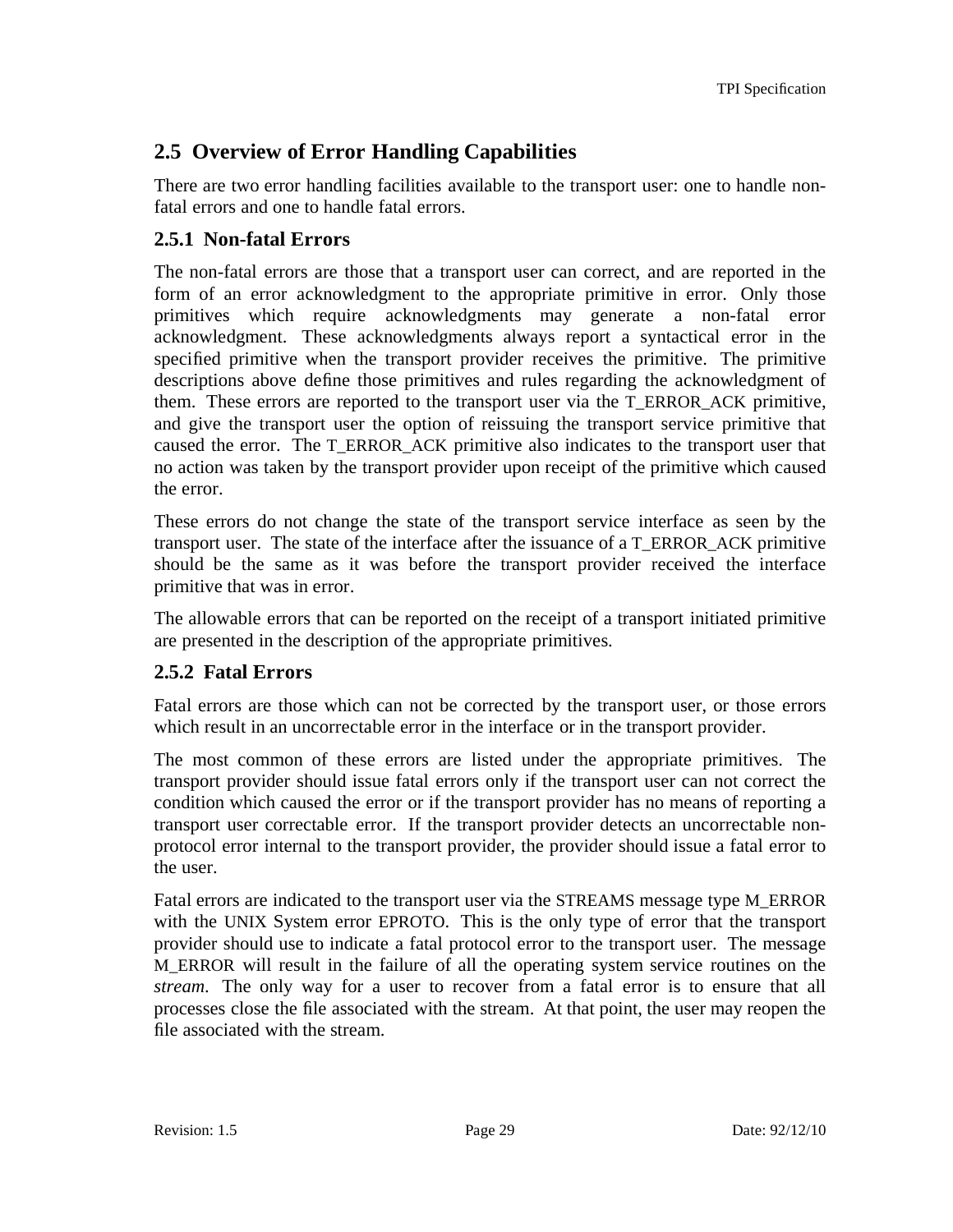## 2.5 Overview of Error Handling Capabilities

There are two error handling facilities available to the transport user: one to handle non-fatal errors and one to handle fatal errors.

### 2.5.1 Non-fatal Errors

The non-fatal errors are those that a transport user can correct, and are reported in the form of an error acknowledgment to the appropriate primitive in error. Only those primitives which require acknowledgments may generate a non-fatal error acknowledgment. These acknowledgments always report a syntactical error in the specified primitive when the transport provider receives the primitive. The primitive descriptions above define those primitives and rules regarding the acknowledgment of them. These errors are reported to the transport user via the T_ERROR_ACK primitive, and give the transport user the option of reissuing the transport service primitive that caused the error. The T_ERROR_ACK primitive also indicates to the transport user that no action was taken by the transport provider upon receipt of the primitive which caused the error.

These errors do not change the state of the transport service interface as seen by the transport user. The state of the interface after the issuance of a T_ERROR_ACK primitive should be the same as it was before the transport provider received the interface primitive that was in error.

The allowable errors that can be reported on the receipt of a transport initiated primitive are presented in the description of the appropriate primitives.

### 2.5.2 Fatal Errors

Fatal errors are those which can not be corrected by the transport user, or those errors which result in an uncorrectable error in the interface or in the transport provider.

The most common of these errors are listed under the appropriate primitives. The transport provider should issue fatal errors only if the transport user can not correct the condition which caused the error or if the transport provider has no means of reporting a transport user correctable error. If the transport provider detects an uncorrectable non-protocol error internal to the transport provider, the provider should issue a fatal error to the user.

Fatal errors are indicated to the transport user via the STREAMS message type M_ERROR with the UNIX System error EPROTO. This is the only type of error that the transport provider should use to indicate a fatal protocol error to the transport user. The message M_ERROR will result in the failure of all the operating system service routines on the *stream*. The only way for a user to recover from a fatal error is to ensure that all processes close the file associated with the stream. At that point, the user may reopen the file associated with the stream.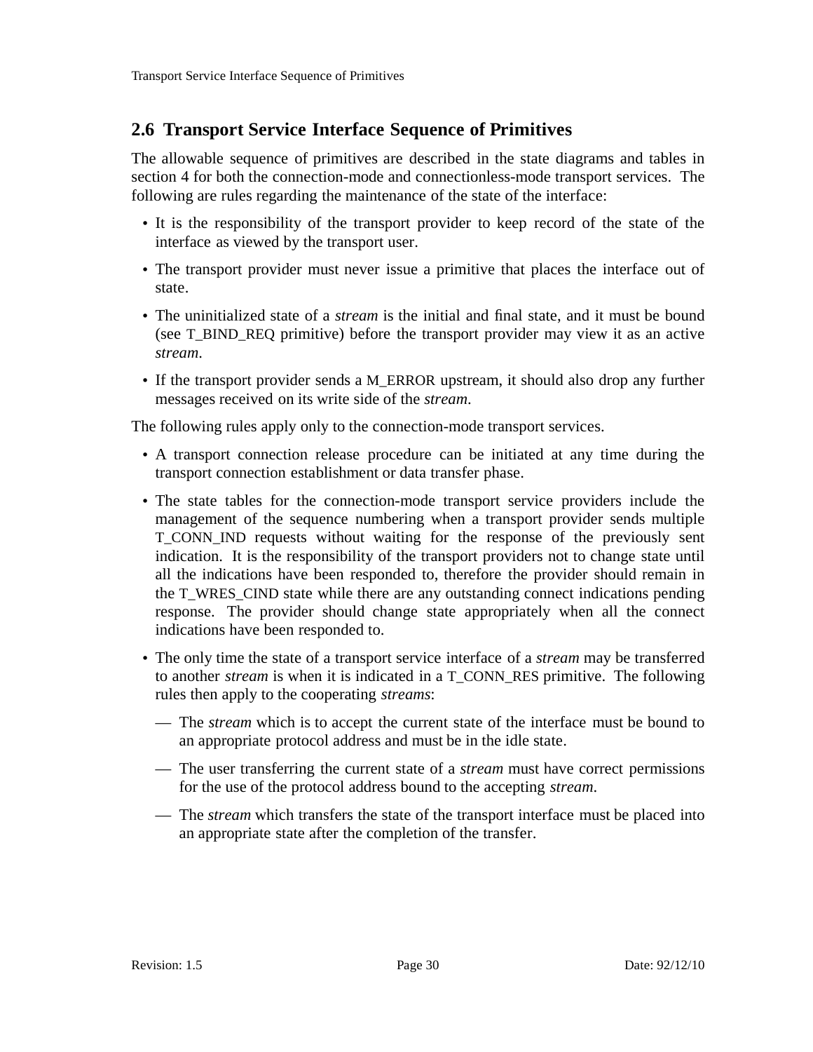## 2.6 Transport Service Interface Sequence of Primitives

The allowable sequence of primitives are described in the state diagrams and tables in section 4 for both the connection-mode and connectionless-mode transport services. The following are rules regarding the maintenance of the state of the interface:

- It is the responsibility of the transport provider to keep record of the state of the interface as viewed by the transport user.
- The transport provider must never issue a primitive that places the interface out of state.
- The uninitialized state of a *stream* is the initial and final state, and it must be bound (see T_BIND_REQ primitive) before the transport provider may view it as an active *stream*.
- If the transport provider sends a M_ERROR upstream, it should also drop any further messages received on its write side of the *stream*.

The following rules apply only to the connection-mode transport services.

- A transport connection release procedure can be initiated at any time during the transport connection establishment or data transfer phase.
- The state tables for the connection-mode transport service providers include the management of the sequence numbering when a transport provider sends multiple T_CONN_IND requests without waiting for the response of the previously sent indication. It is the responsibility of the transport providers not to change state until all the indications have been responded to, therefore the provider should remain in the T_WRES_CIND state while there are any outstanding connect indications pending response. The provider should change state appropriately when all the connect indications have been responded to.
- The only time the state of a transport service interface of a *stream* may be transferred to another *stream* is when it is indicated in a T_CONN_RES primitive. The following rules then apply to the cooperating *streams*:
  - The *stream* which is to accept the current state of the interface must be bound to an appropriate protocol address and must be in the idle state.
  - The user transferring the current state of a *stream* must have correct permissions for the use of the protocol address bound to the accepting *stream*.
  - The *stream* which transfers the state of the transport interface must be placed into an appropriate state after the completion of the transfer.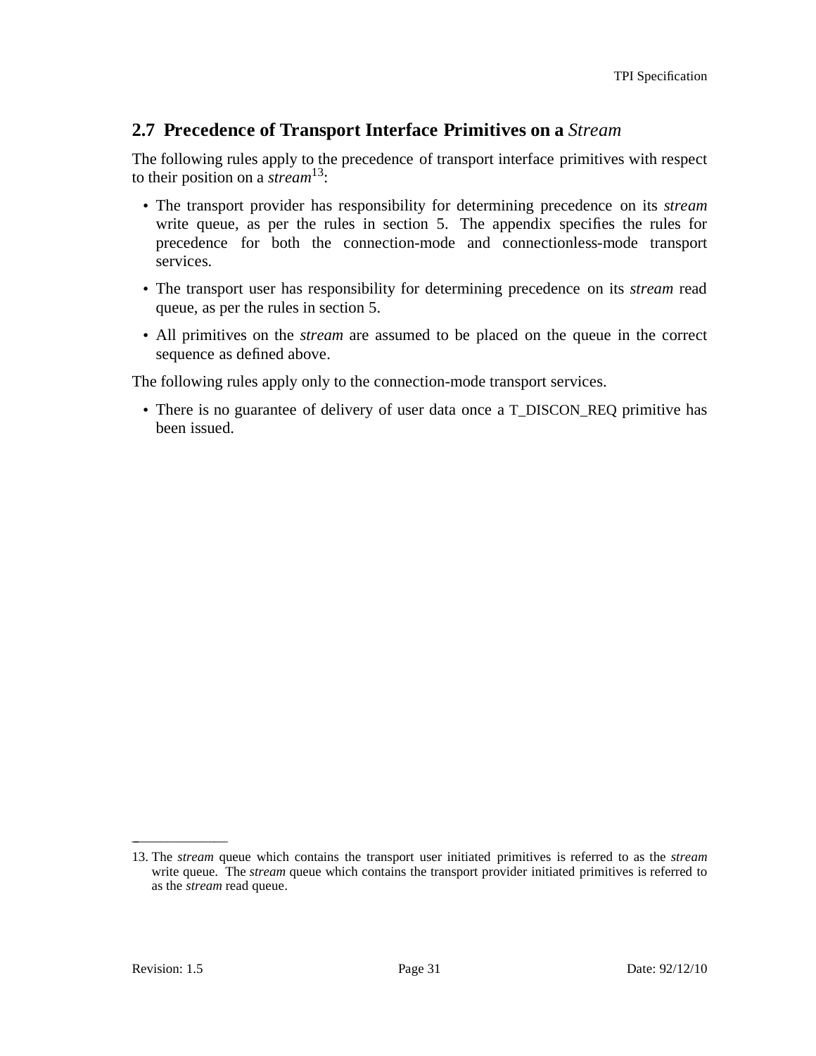## 2.7 Precedence of Transport Interface Primitives on a *Stream*

The following rules apply to the precedence of transport interface primitives with respect to their position on a *stream*[13]:

- The transport provider has responsibility for determining precedence on its *stream* write queue, as per the rules in section 5. The appendix specifies the rules for precedence for both the connection-mode and connectionless-mode transport services.
- The transport user has responsibility for determining precedence on its *stream* read queue, as per the rules in section 5.
- All primitives on the *stream* are assumed to be placed on the queue in the correct sequence as defined above.

The following rules apply only to the connection-mode transport services.

- There is no guarantee of delivery of user data once a T_DISCON_REQ primitive has been issued.

---

13. The *stream* queue which contains the transport user initiated primitives is referred to as the *stream* write queue. The *stream* queue which contains the transport provider initiated primitives is referred to as the *stream* read queue.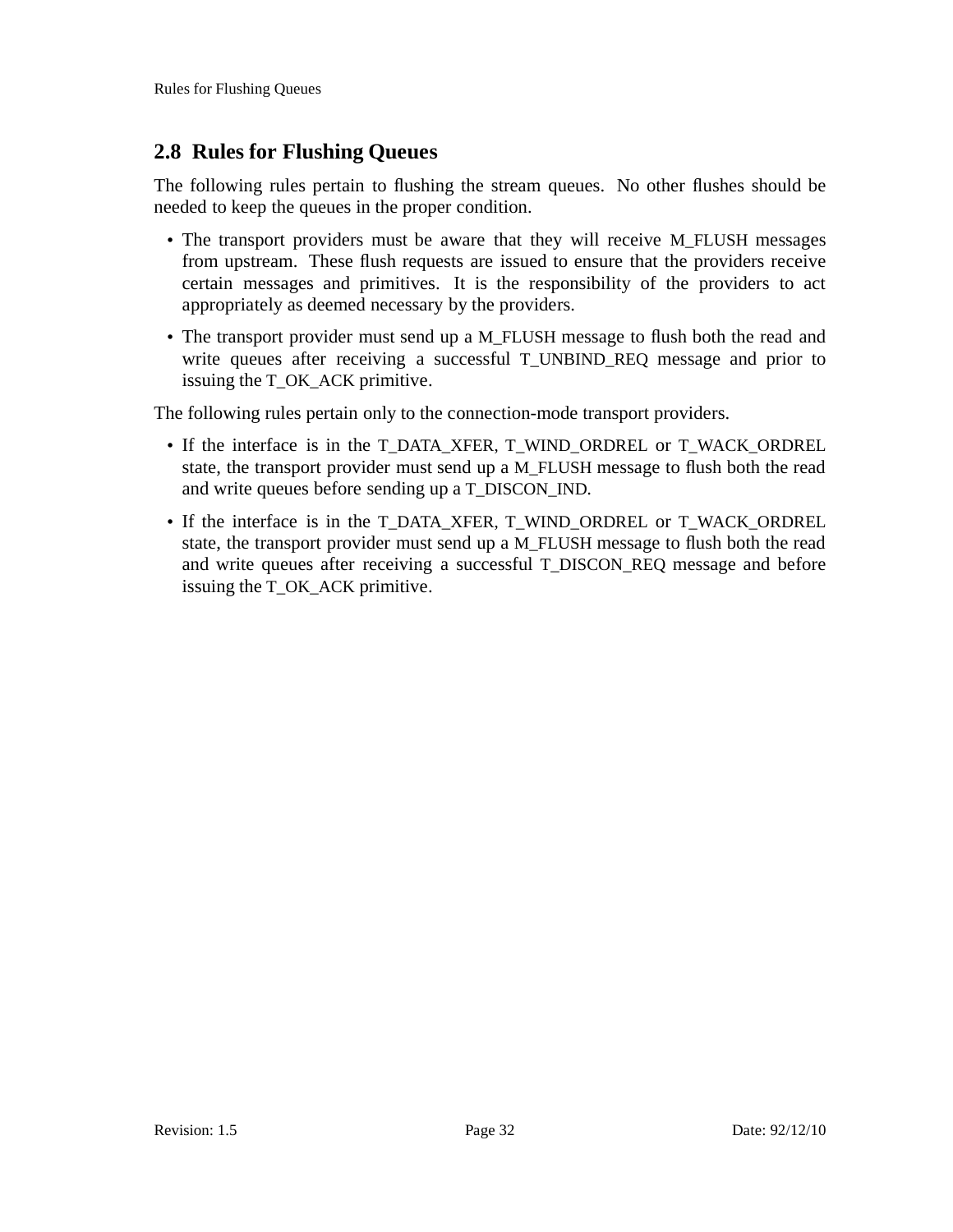## 2.8 Rules for Flushing Queues

The following rules pertain to flushing the stream queues. No other flushes should be needed to keep the queues in the proper condition.

- The transport providers must be aware that they will receive M_FLUSH messages from upstream. These flush requests are issued to ensure that the providers receive certain messages and primitives. It is the responsibility of the providers to act appropriately as deemed necessary by the providers.
- The transport provider must send up a M_FLUSH message to flush both the read and write queues after receiving a successful T_UNBIND_REQ message and prior to issuing the T_OK_ACK primitive.

The following rules pertain only to the connection-mode transport providers.

- If the interface is in the T_DATA_XFER, T_WIND_ORDREL or T_WACK_ORDREL state, the transport provider must send up a M_FLUSH message to flush both the read and write queues before sending up a T_DISCON_IND.
- If the interface is in the T_DATA_XFER, T_WIND_ORDREL or T_WACK_ORDREL state, the transport provider must send up a M_FLUSH message to flush both the read and write queues after receiving a successful T_DISCON_REQ message and before issuing the T_OK_ACK primitive.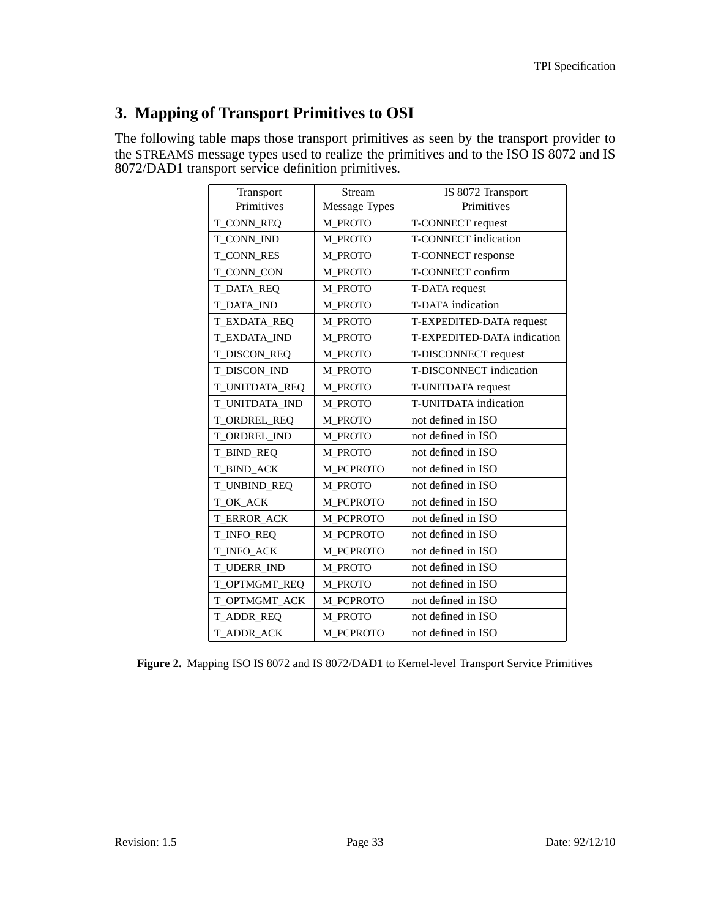## 3. Mapping of Transport Primitives to OSI

The following table maps those transport primitives as seen by the transport provider to the STREAMS message types used to realize the primitives and to the ISO IS 8072 and IS 8072/DAD1 transport service definition primitives.

| Transport Primitives | Stream Message Types | IS 8072 Transport Primitives |
|---|---|---|
| T_CONN_REQ | M_PROTO | T-CONNECT request |
| T_CONN_IND | M_PROTO | T-CONNECT indication |
| T_CONN_RES | M_PROTO | T-CONNECT response |
| T_CONN_CON | M_PROTO | T-CONNECT confirm |
| T_DATA_REQ | M_PROTO | T-DATA request |
| T_DATA_IND | M_PROTO | T-DATA indication |
| T_EXDATA_REQ | M_PROTO | T-EXPEDITED-DATA request |
| T_EXDATA_IND | M_PROTO | T-EXPEDITED-DATA indication |
| T_DISCON_REQ | M_PROTO | T-DISCONNECT request |
| T_DISCON_IND | M_PROTO | T-DISCONNECT indication |
| T_UNITDATA_REQ | M_PROTO | T-UNITDATA request |
| T_UNITDATA_IND | M_PROTO | T-UNITDATA indication |
| T_ORDREL_REQ | M_PROTO | not defined in ISO |
| T_ORDREL_IND | M_PROTO | not defined in ISO |
| T_BIND_REQ | M_PROTO | not defined in ISO |
| T_BIND_ACK | M_PCPROTO | not defined in ISO |
| T_UNBIND_REQ | M_PROTO | not defined in ISO |
| T_OK_ACK | M_PCPROTO | not defined in ISO |
| T_ERROR_ACK | M_PCPROTO | not defined in ISO |
| T_INFO_REQ | M_PCPROTO | not defined in ISO |
| T_INFO_ACK | M_PCPROTO | not defined in ISO |
| T_UDERR_IND | M_PROTO | not defined in ISO |
| T_OPTMGMT_REQ | M_PROTO | not defined in ISO |
| T_OPTMGMT_ACK | M_PCPROTO | not defined in ISO |
| T_ADDR_REQ | M_PROTO | not defined in ISO |
| T_ADDR_ACK | M_PCPROTO | not defined in ISO |

**Figure 2.** Mapping ISO IS 8072 and IS 8072/DAD1 to Kernel-level Transport Service Primitives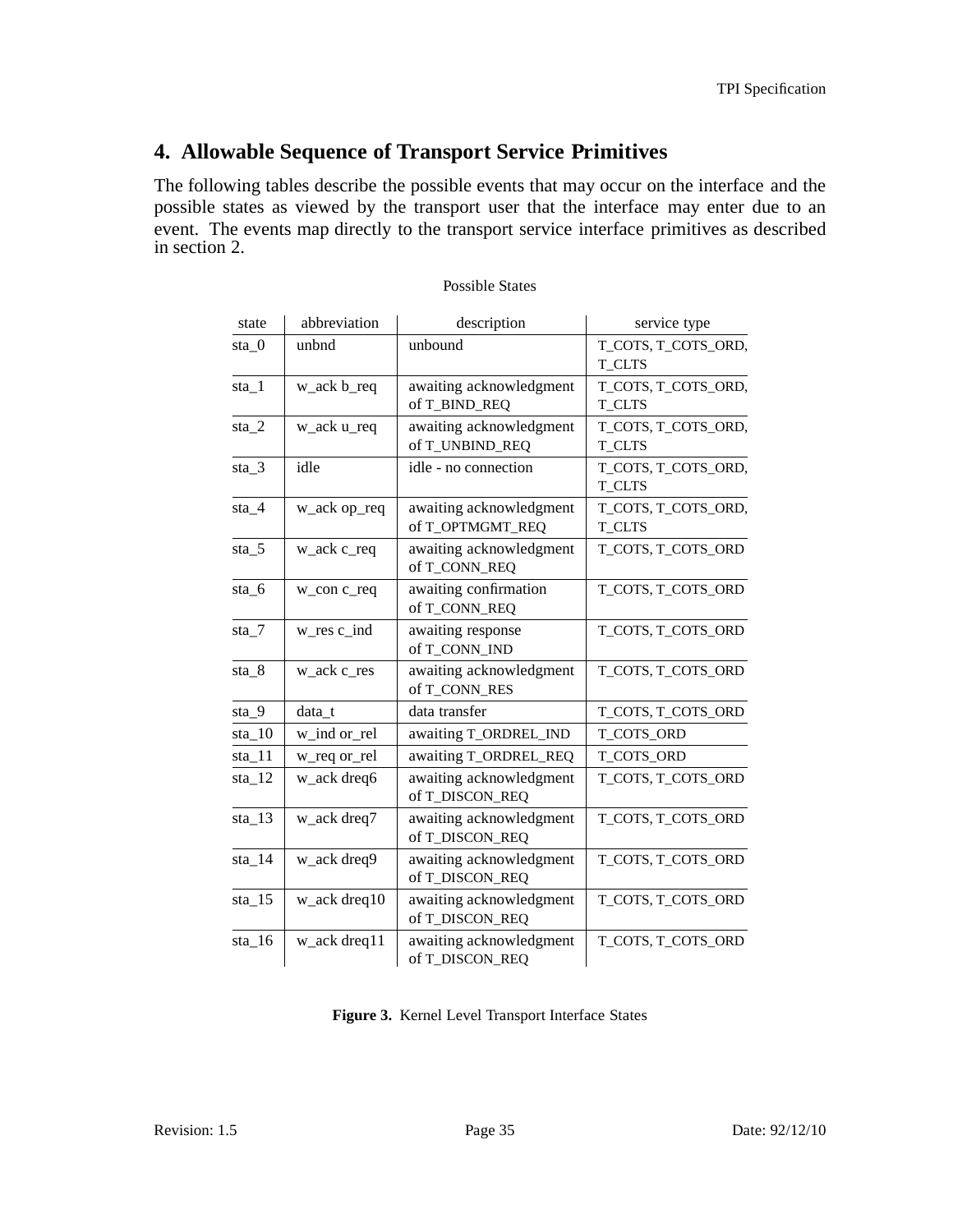## 4. Allowable Sequence of Transport Service Primitives

The following tables describe the possible events that may occur on the interface and the possible states as viewed by the transport user that the interface may enter due to an event. The events map directly to the transport service interface primitives as described in section 2.

Possible States

| state | abbreviation | description | service type |
|---|---|---|---|
| sta_0 | unbnd | unbound | T_COTS, T_COTS_ORD, T_CLTS |
| sta_1 | w_ack b_req | awaiting acknowledgment of T_BIND_REQ | T_COTS, T_COTS_ORD, T_CLTS |
| sta_2 | w_ack u_req | awaiting acknowledgment of T_UNBIND_REQ | T_COTS, T_COTS_ORD, T_CLTS |
| sta_3 | idle | idle - no connection | T_COTS, T_COTS_ORD, T_CLTS |
| sta_4 | w_ack op_req | awaiting acknowledgment of T_OPTMGMT_REQ | T_COTS, T_COTS_ORD, T_CLTS |
| sta_5 | w_ack c_req | awaiting acknowledgment of T_CONN_REQ | T_COTS, T_COTS_ORD |
| sta_6 | w_con c_req | awaiting confirmation of T_CONN_REQ | T_COTS, T_COTS_ORD |
| sta_7 | w_res c_ind | awaiting response of T_CONN_IND | T_COTS, T_COTS_ORD |
| sta_8 | w_ack c_res | awaiting acknowledgment of T_CONN_RES | T_COTS, T_COTS_ORD |
| sta_9 | data_t | data transfer | T_COTS, T_COTS_ORD |
| sta_10 | w_ind or_rel | awaiting T_ORDREL_IND | T_COTS_ORD |
| sta_11 | w_req or_rel | awaiting T_ORDREL_REQ | T_COTS_ORD |
| sta_12 | w_ack dreq6 | awaiting acknowledgment of T_DISCON_REQ | T_COTS, T_COTS_ORD |
| sta_13 | w_ack dreq7 | awaiting acknowledgment of T_DISCON_REQ | T_COTS, T_COTS_ORD |
| sta_14 | w_ack dreq9 | awaiting acknowledgment of T_DISCON_REQ | T_COTS, T_COTS_ORD |
| sta_15 | w_ack dreq10 | awaiting acknowledgment of T_DISCON_REQ | T_COTS, T_COTS_ORD |
| sta_16 | w_ack dreq11 | awaiting acknowledgment of T_DISCON_REQ | T_COTS, T_COTS_ORD |

**Figure 3.** Kernel Level Transport Interface States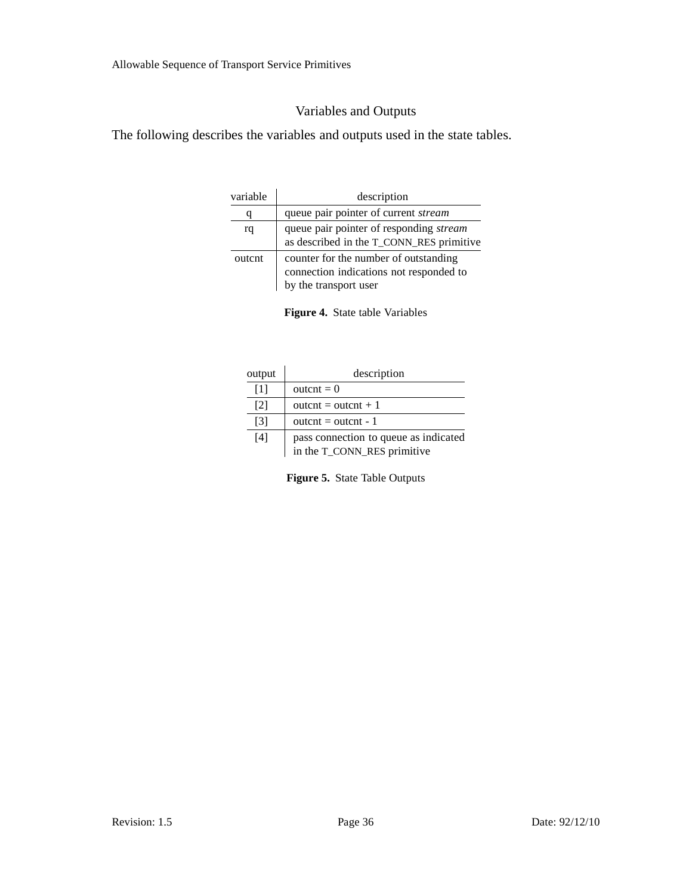## Variables and Outputs

The following describes the variables and outputs used in the state tables.

| variable | description |
|---|---|
| q | queue pair pointer of current *stream* |
| rq | queue pair pointer of responding *stream* as described in the T_CONN_RES primitive |
| outcnt | counter for the number of outstanding connection indications not responded to by the transport user |

**Figure 4.** State table Variables

| output | description |
|---|---|
| [1] | outcnt = 0 |
| [2] | outcnt = outcnt + 1 |
| [3] | outcnt = outcnt - 1 |
| [4] | pass connection to queue as indicated in the T_CONN_RES primitive |

**Figure 5.** State Table Outputs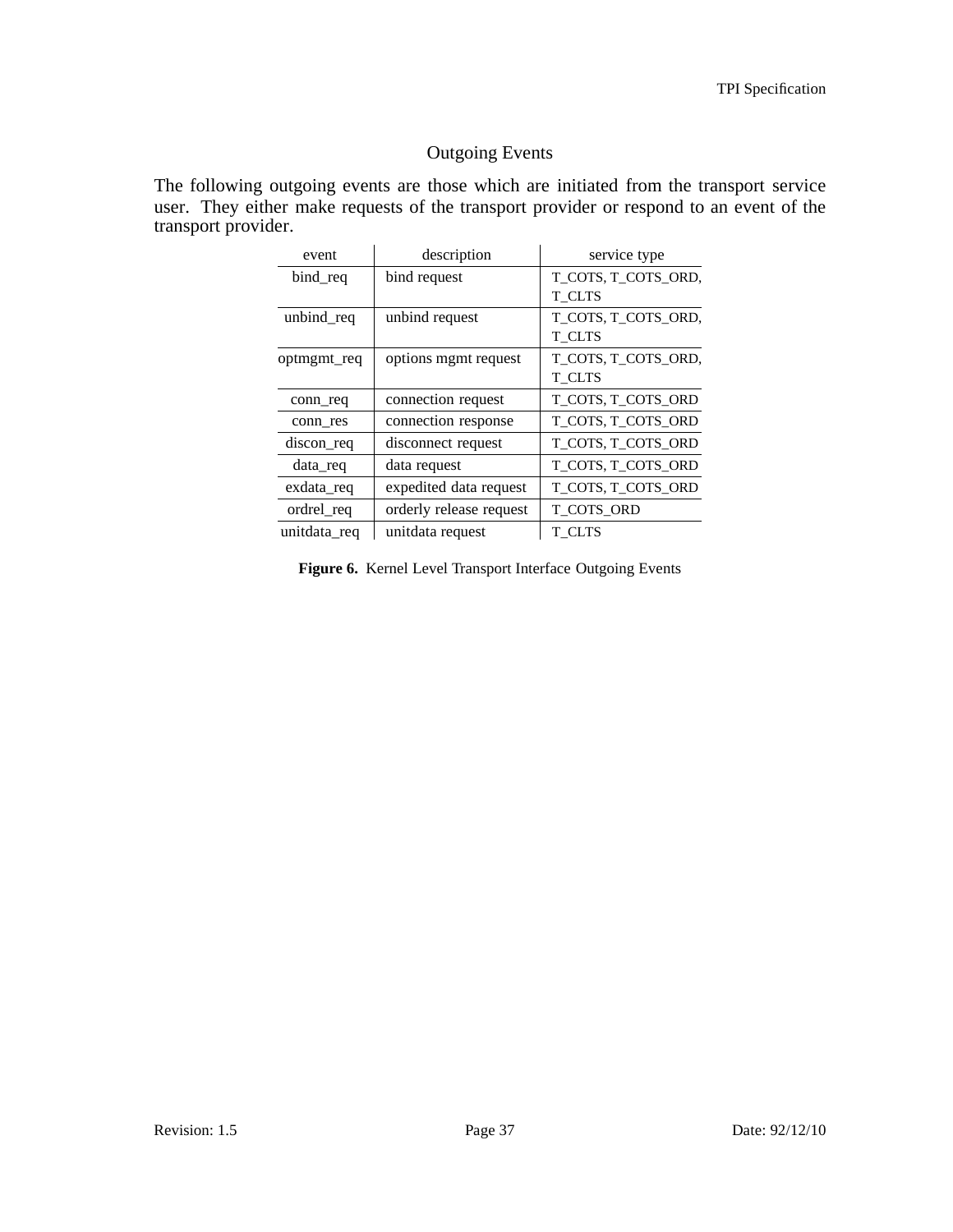## Outgoing Events

The following outgoing events are those which are initiated from the transport service user. They either make requests of the transport provider or respond to an event of the transport provider.

| event | description | service type |
|---|---|---|
| bind_req | bind request | T_COTS, T_COTS_ORD, T_CLTS |
| unbind_req | unbind request | T_COTS, T_COTS_ORD, T_CLTS |
| optmgmt_req | options mgmt request | T_COTS, T_COTS_ORD, T_CLTS |
| conn_req | connection request | T_COTS, T_COTS_ORD |
| conn_res | connection response | T_COTS, T_COTS_ORD |
| discon_req | disconnect request | T_COTS, T_COTS_ORD |
| data_req | data request | T_COTS, T_COTS_ORD |
| exdata_req | expedited data request | T_COTS, T_COTS_ORD |
| ordrel_req | orderly release request | T_COTS_ORD |
| unitdata_req | unitdata request | T_CLTS |

**Figure 6.** Kernel Level Transport Interface Outgoing Events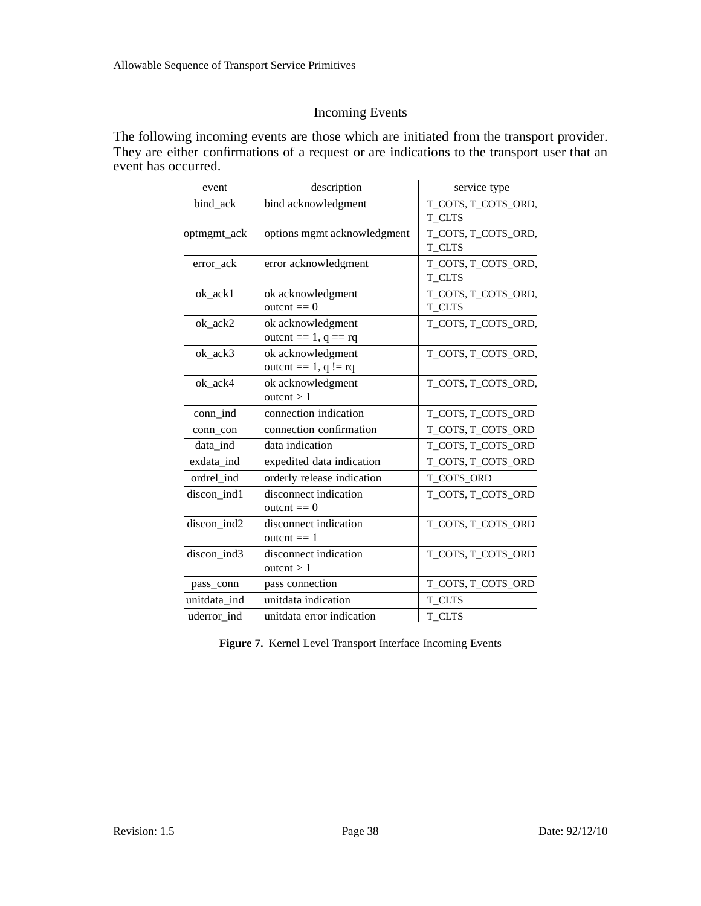## Incoming Events

The following incoming events are those which are initiated from the transport provider. They are either confirmations of a request or are indications to the transport user that an event has occurred.

| event | description | service type |
|---|---|---|
| bind_ack | bind acknowledgment | T_COTS, T_COTS_ORD, T_CLTS |
| optmgmt_ack | options mgmt acknowledgment | T_COTS, T_COTS_ORD, T_CLTS |
| error_ack | error acknowledgment | T_COTS, T_COTS_ORD, T_CLTS |
| ok_ack1 | ok acknowledgment outcnt == 0 | T_COTS, T_COTS_ORD, T_CLTS |
| ok_ack2 | ok acknowledgment outcnt == 1, q == rq | T_COTS, T_COTS_ORD, |
| ok_ack3 | ok acknowledgment outcnt == 1, q != rq | T_COTS, T_COTS_ORD, |
| ok_ack4 | ok acknowledgment outcnt > 1 | T_COTS, T_COTS_ORD, |
| conn_ind | connection indication | T_COTS, T_COTS_ORD |
| conn_con | connection confirmation | T_COTS, T_COTS_ORD |
| data_ind | data indication | T_COTS, T_COTS_ORD |
| exdata_ind | expedited data indication | T_COTS, T_COTS_ORD |
| ordrel_ind | orderly release indication | T_COTS_ORD |
| discon_ind1 | disconnect indication outcnt == 0 | T_COTS, T_COTS_ORD |
| discon_ind2 | disconnect indication outcnt == 1 | T_COTS, T_COTS_ORD |
| discon_ind3 | disconnect indication outcnt > 1 | T_COTS, T_COTS_ORD |
| pass_conn | pass connection | T_COTS, T_COTS_ORD |
| unitdata_ind | unitdata indication | T_CLTS |
| uderror_ind | unitdata error indication | T_CLTS |

**Figure 7.** Kernel Level Transport Interface Incoming Events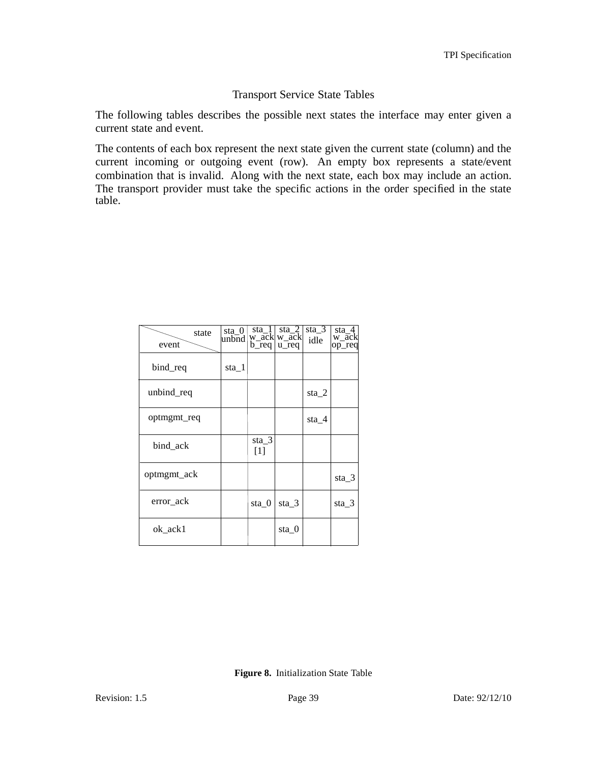## Transport Service State Tables

The following tables describes the possible next states the interface may enter given a current state and event.

The contents of each box represent the next state given the current state (column) and the current incoming or outgoing event (row). An empty box represents a state/event combination that is invalid. Along with the next state, each box may include an action. The transport provider must take the specific actions in the order specified in the state table.

| state / event | sta_0 unbnd | sta_1 w_ack b_req | sta_2 w_ack u_req | sta_3 idle | sta_4 w_ack op_req |
|---|---|---|---|---|---|
| bind_req | sta_1 | | | | |
| unbind_req | | | | sta_2 | |
| optmgmt_req | | | | sta_4 | |
| bind_ack | | sta_3 [1] | | | |
| optmgmt_ack | | | | | sta_3 |
| error_ack | | sta_0 | sta_3 | | sta_3 |
| ok_ack1 | | | sta_0 | | |

**Figure 8.** Initialization State Table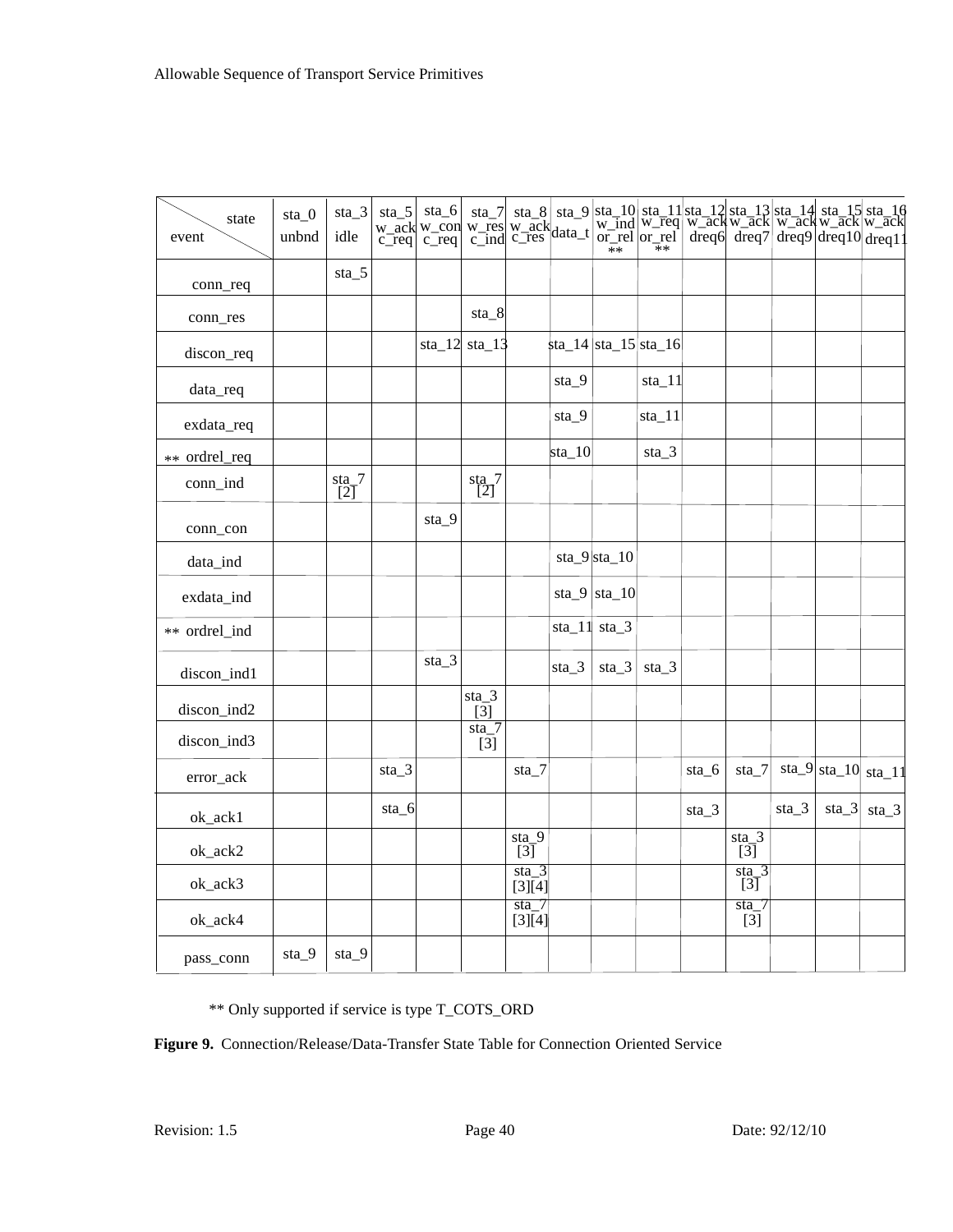| state / event | sta_0 unbnd | sta_3 idle | sta_5 w_ackc_req | sta_6 w_conc_req | sta_7 w_resc_ind | sta_8 w_ackc_res | sta_9 data_t | sta_10 w_indor_rel ** | sta_11 w_reqor_rel ** | sta_12 w_ackdreq6 | sta_13 w_ackdreq7 | sta_14 w_ackdreq9 | sta_15 w_ackdreq10 | sta_16 w_ackdreq11 |
|---|---|---|---|---|---|---|---|---|---|---|---|---|---|---|
| conn_req | | sta_5 | | | | | | | | | | | | |
| conn_res | | | | | sta_8 | | | | | | | | | |
| discon_req | | | | sta_12 | sta_13 | | sta_14 | sta_15 | sta_16 | | | | | |
| data_req | | | | | | | sta_9 | | sta_11 | | | | | |
| exdata_req | | | | | | | sta_9 | | sta_11 | | | | | |
| ** ordrel_req | | | | | | | sta_10 | | sta_3 | | | | | |
| conn_ind | | sta_7 [2] | | | sta_7 [2] | | | | | | | | | |
| conn_con | | | | sta_9 | | | | | | | | | | |
| data_ind | | | | | | | sta_9 | sta_10 | | | | | | |
| exdata_ind | | | | | | | sta_9 | sta_10 | | | | | | |
| ** ordrel_ind | | | | | | | sta_11 | sta_3 | | | | | | |
| discon_ind1 | | | | sta_3 | | | sta_3 | sta_3 | sta_3 | | | | | |
| discon_ind2 | | | | | sta_3 [3] | | | | | | | | | |
| discon_ind3 | | | | | sta_7 [3] | | | | | | | | | |
| error_ack | | | sta_3 | | | sta_7 | | | | sta_6 | sta_7 | sta_9 | sta_10 | sta_11 |
| ok_ack1 | | | sta_6 | | | | | | | sta_3 | | sta_3 | sta_3 | sta_3 |
| ok_ack2 | | | | | | sta_9 [3] | | | | | sta_3 [3] | | | |
| ok_ack3 | | | | | | sta_3 [3][4] | | | | | sta_3 [3] | | | |
| ok_ack4 | | | | | | sta_7 [3][4] | | | | | sta_7 [3] | | | |
| pass_conn | sta_9 | sta_9 | | | | | | | | | | | | |

** Only supported if service is type T_COTS_ORD

**Figure 9.** Connection/Release/Data-Transfer State Table for Connection Oriented Service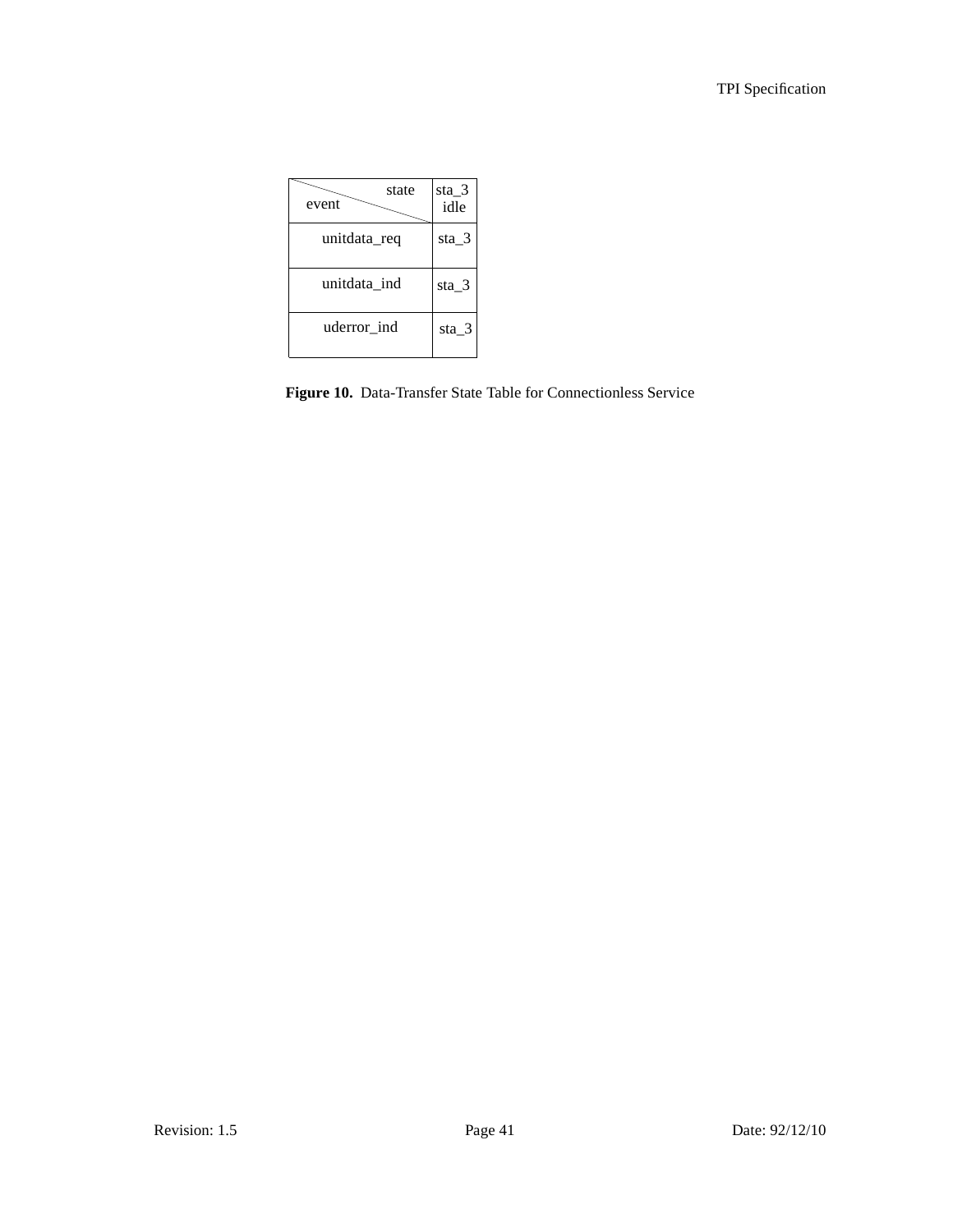| event \ state | sta_3 idle |
| --- | --- |
| unitdata_req | sta_3 |
| unitdata_ind | sta_3 |
| uderror_ind | sta_3 |

**Figure 10.** Data-Transfer State Table for Connectionless Service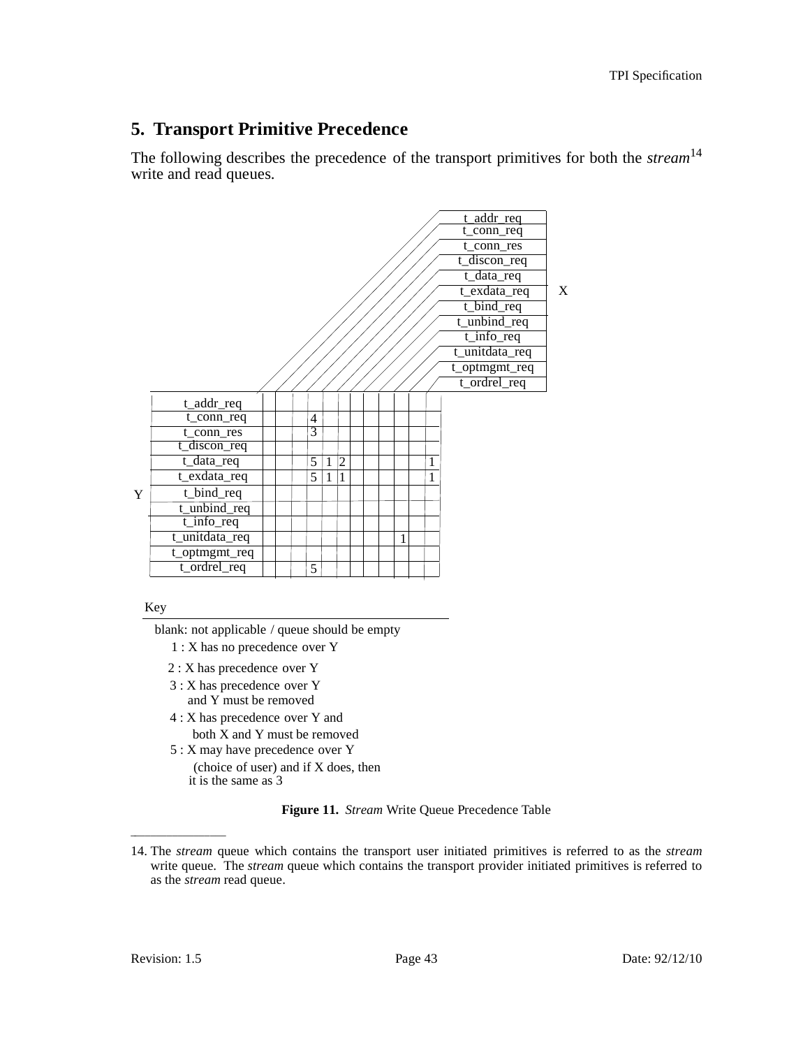# 5. Transport Primitive Precedence

The following describes the precedence of the transport primitives for both the *stream*[14] write and read queues.

| Y \ X | t_addr_req | t_conn_req | t_conn_res | t_discon_req | t_data_req | t_exdata_req | t_bind_req | t_unbind_req | t_info_req | t_unitdata_req | t_optmgmt_req | t_ordrel_req |
|---|---|---|---|---|---|---|---|---|---|---|---|---|
| t_addr_req | | | | | | | | | | | | |
| t_conn_req | | | | 4 | | | | | | | | |
| t_conn_res | | | | 3 | | | | | | | | |
| t_discon_req | | | | | | | | | | | | |
| t_data_req | | | | 5 | 1 | 2 | | | | | | 1 |
| t_exdata_req | | | | 5 | 1 | 1 | | | | | | 1 |
| t_bind_req | | | | | | | | | | | | |
| t_unbind_req | | | | | | | | | | | | |
| t_info_req | | | | | | | | | | | | |
| t_unitdata_req | | | | | | | | | | 1 | | |
| t_optmgmt_req | | | | | | | | | | | | |
| t_ordrel_req | | | | 5 | | | | | | | | |

Key

blank: not applicable / queue should be empty

1 : X has no precedence over Y

2 : X has precedence over Y

3 : X has precedence over Y and Y must be removed

4 : X has precedence over Y and both X and Y must be removed

5 : X may have precedence over Y (choice of user) and if X does, then it is the same as 3

**Figure 11.** *Stream* Write Queue Precedence Table

---

14. The *stream* queue which contains the transport user initiated primitives is referred to as the *stream* write queue. The *stream* queue which contains the transport provider initiated primitives is referred to as the *stream* read queue.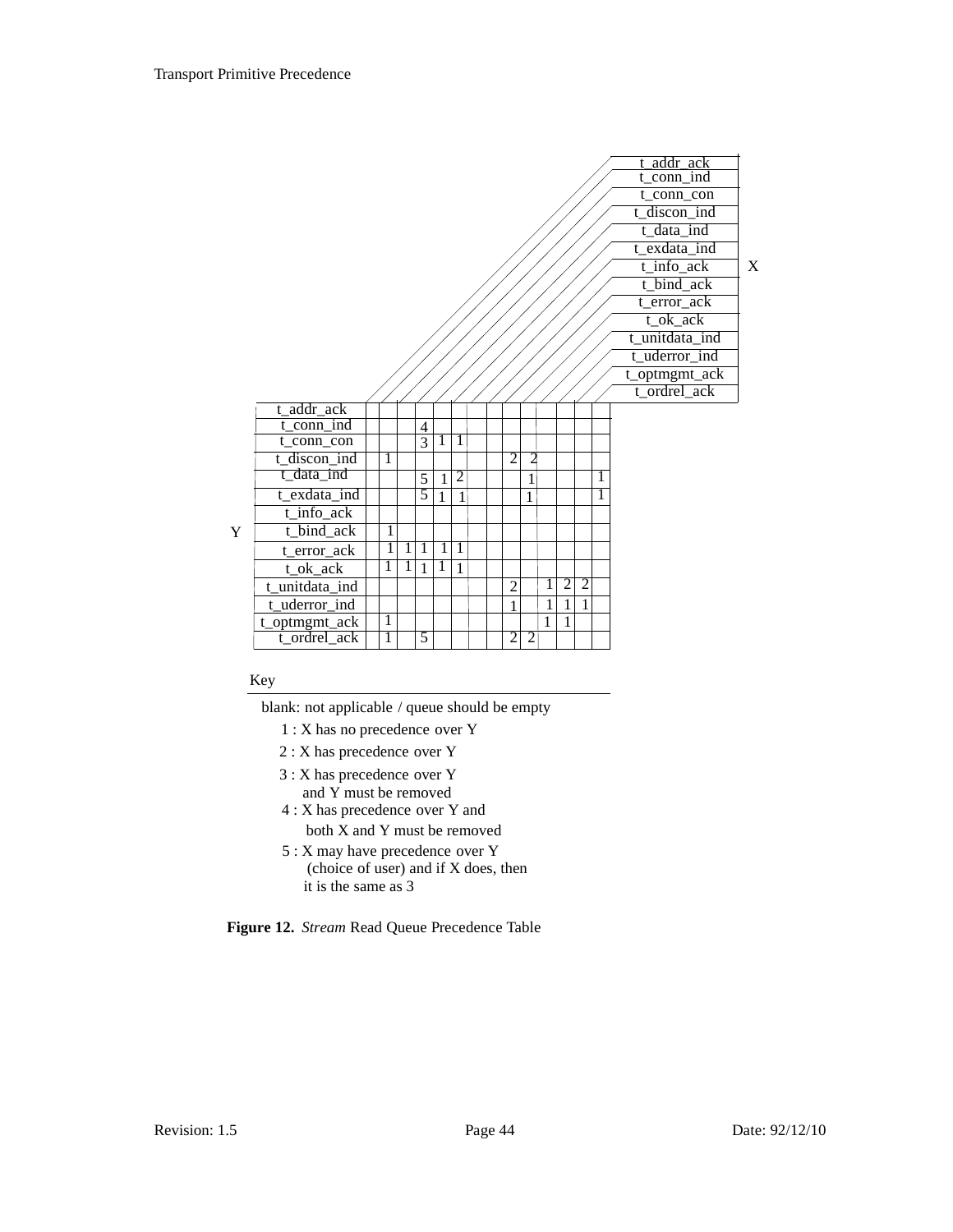| Y \ X | t_addr_ack | t_conn_ind | t_conn_con | t_discon_ind | t_data_ind | t_exdata_ind | t_info_ack | t_bind_ack | t_error_ack | t_ok_ack | t_unitdata_ind | t_uderror_ind | t_optmgmt_ack | t_ordrel_ack |
|---|---|---|---|---|---|---|---|---|---|---|---|---|---|---|
| t_addr_ack | | | | | | | | | | | | | | |
| t_conn_ind | | | | 4 | | | | | | | | | | |
| t_conn_con | | | | 3 | 1 | 1 | | | | | | | | |
| t_discon_ind | | 1 | | | | | | | 2 | 2 | | | | |
| t_data_ind | | | | 5 | 1 | 2 | | | | 1 | | | | 1 |
| t_exdata_ind | | | | 5 | 1 | 1 | | | | 1 | | | | 1 |
| t_info_ack | | | | | | | | | | | | | | |
| t_bind_ack | | 1 | | | | | | | | | | | | |
| t_error_ack | | 1 | 1 | 1 | 1 | 1 | | | | | | | | |
| t_ok_ack | | 1 | 1 | 1 | 1 | 1 | | | | | | | | |
| t_unitdata_ind | | | | | | | | | 2 | | 1 | 2 | 2 | |
| t_uderror_ind | | | | | | | | | 1 | | 1 | 1 | 1 | |
| t_optmgmt_ack | | 1 | | | | | | | | | 1 | 1 | | |
| t_ordrel_ack | | 1 | | 5 | | | | | 2 | 2 | | | | |

Key

blank: not applicable / queue should be empty

1 : X has no precedence over Y

2 : X has precedence over Y

3 : X has precedence over Y and Y must be removed

4 : X has precedence over Y and both X and Y must be removed

5 : X may have precedence over Y (choice of user) and if X does, then it is the same as 3

**Figure 12.** *Stream* Read Queue Precedence Table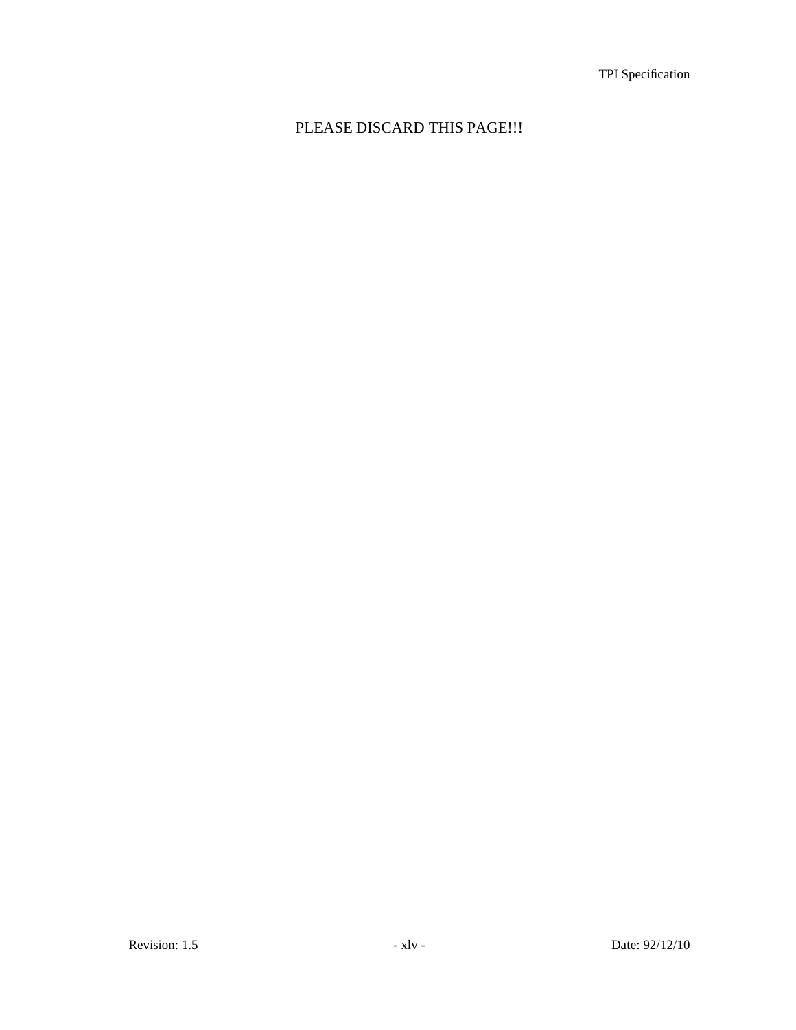PLEASE DISCARD THIS PAGE!!!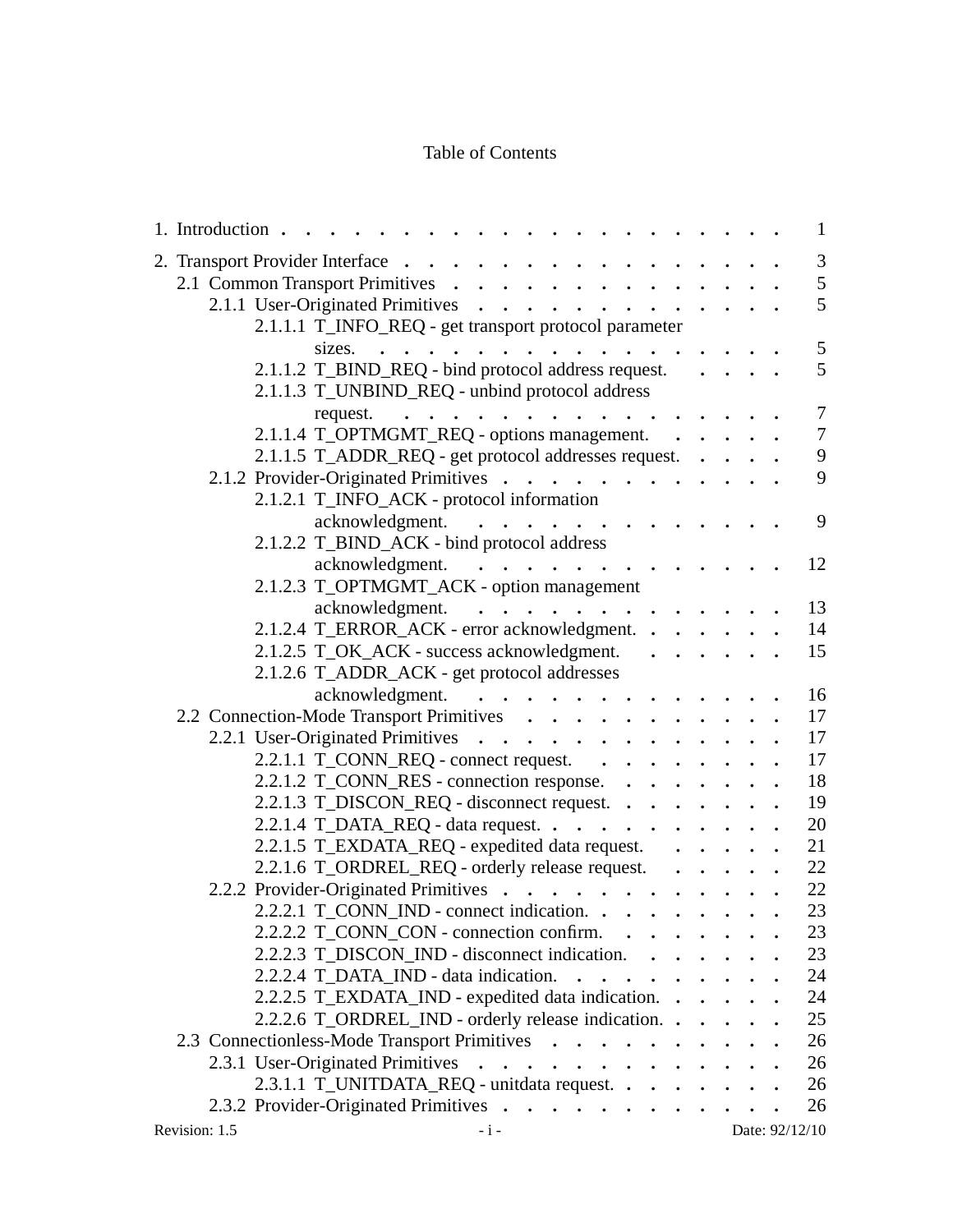Table of Contents

1. Introduction . . . . . . . . . . . . . . . . . . . . . . . . 1

2. Transport Provider Interface . . . . . . . . . . . . . . . . . . 3
   - 2.1 Common Transport Primitives . . . . . . . . . . . . . . . 5
     - 2.1.1 User-Originated Primitives . . . . . . . . . . . . . . 5
       - 2.1.1.1 T_INFO_REQ - get transport protocol parameter sizes. . . . . . . . . . . . . . . . . . 5
       - 2.1.1.2 T_BIND_REQ - bind protocol address request. . . . . 5
       - 2.1.1.3 T_UNBIND_REQ - unbind protocol address request. . . . . . . . . . . . . . . . . 7
       - 2.1.1.4 T_OPTMGMT_REQ - options management. . . . . . 7
       - 2.1.1.5 T_ADDR_REQ - get protocol addresses request. . . . . 9
     - 2.1.2 Provider-Originated Primitives . . . . . . . . . . . . . 9
       - 2.1.2.1 T_INFO_ACK - protocol information acknowledgment. . . . . . . . . . . . . . . 9
       - 2.1.2.2 T_BIND_ACK - bind protocol address acknowledgment. . . . . . . . . . . . . . . 12
       - 2.1.2.3 T_OPTMGMT_ACK - option management acknowledgment. . . . . . . . . . . . . . . 13
       - 2.1.2.4 T_ERROR_ACK - error acknowledgment. . . . . . . 14
       - 2.1.2.5 T_OK_ACK - success acknowledgment. . . . . . . 15
       - 2.1.2.6 T_ADDR_ACK - get protocol addresses acknowledgment. . . . . . . . . . . . . . . 16
   - 2.2 Connection-Mode Transport Primitives . . . . . . . . . . . . 17
     - 2.2.1 User-Originated Primitives . . . . . . . . . . . . . . 17
       - 2.2.1.1 T_CONN_REQ - connect request. . . . . . . . . . 17
       - 2.2.1.2 T_CONN_RES - connection response. . . . . . . . 18
       - 2.2.1.3 T_DISCON_REQ - disconnect request. . . . . . . . 19
       - 2.2.1.4 T_DATA_REQ - data request. . . . . . . . . . . 20
       - 2.2.1.5 T_EXDATA_REQ - expedited data request. . . . . . 21
       - 2.2.1.6 T_ORDREL_REQ - orderly release request. . . . . . 22
     - 2.2.2 Provider-Originated Primitives . . . . . . . . . . . . . 22
       - 2.2.2.1 T_CONN_IND - connect indication. . . . . . . . . 23
       - 2.2.2.2 T_CONN_CON - connection confirm. . . . . . . . 23
       - 2.2.2.3 T_DISCON_IND - disconnect indication. . . . . . . 23
       - 2.2.2.4 T_DATA_IND - data indication. . . . . . . . . . 24
       - 2.2.2.5 T_EXDATA_IND - expedited data indication. . . . . . 24
       - 2.2.2.6 T_ORDREL_IND - orderly release indication. . . . . . 25
   - 2.3 Connectionless-Mode Transport Primitives . . . . . . . . . . . 26
     - 2.3.1 User-Originated Primitives . . . . . . . . . . . . . . 26
       - 2.3.1.1 T_UNITDATA_REQ - unitdata request. . . . . . . . 26
     - 2.3.2 Provider-Originated Primitives . . . . . . . . . . . . . 26

Revision: 1.5 - i - Date: 92/12/10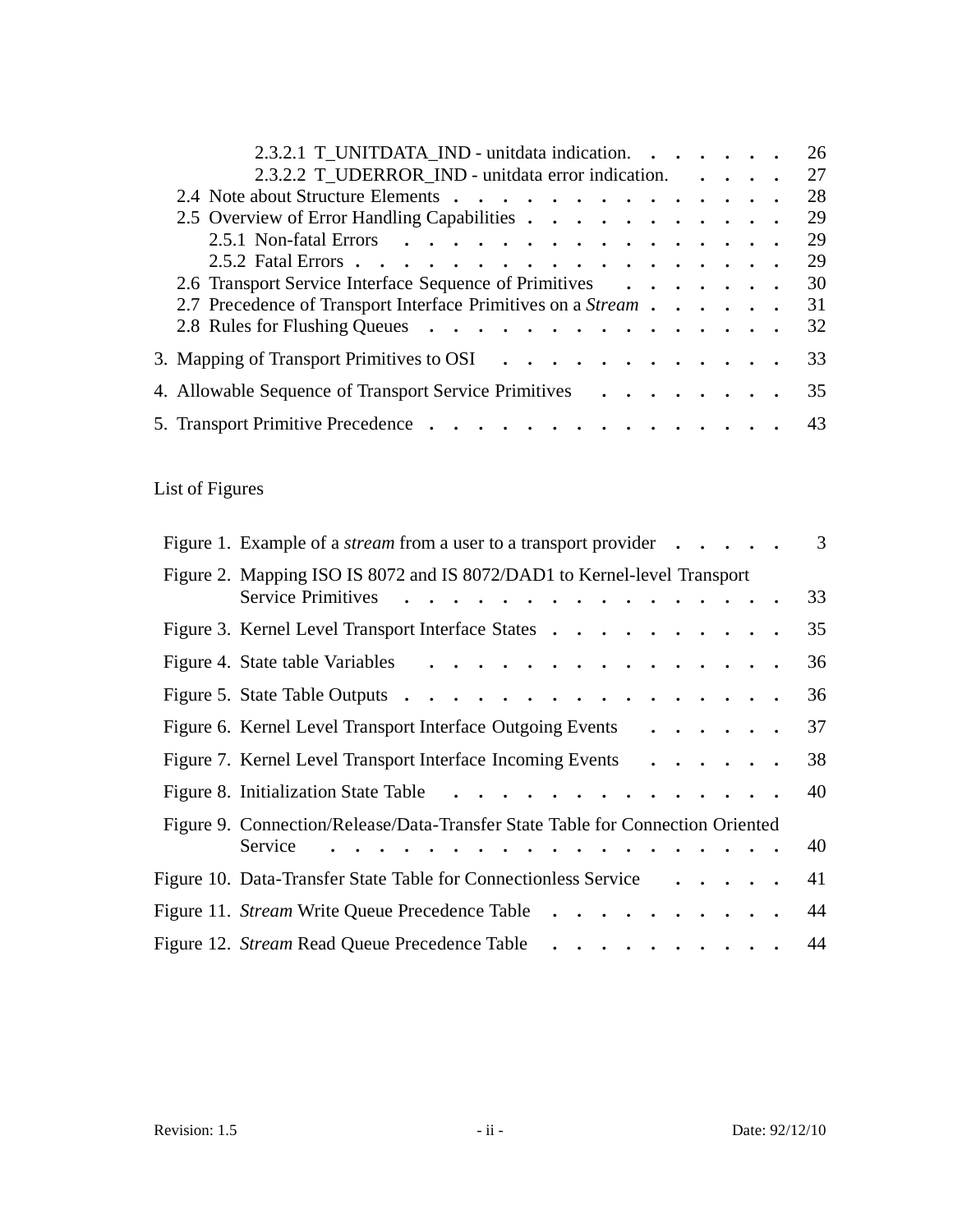2.3.2.1 T_UNITDATA_IND - unitdata indication. . . . . . . . 26
2.3.2.2 T_UDERROR_IND - unitdata error indication. . . . . 27
2.4 Note about Structure Elements . . . . . . . . . . . . . . . 28
2.5 Overview of Error Handling Capabilities . . . . . . . . . . . 29
2.5.1 Non-fatal Errors . . . . . . . . . . . . . . . . . 29
2.5.2 Fatal Errors . . . . . . . . . . . . . . . . . . . 29
2.6 Transport Service Interface Sequence of Primitives . . . . . . . 30
2.7 Precedence of Transport Interface Primitives on a *Stream* . . . . . . 31
2.8 Rules for Flushing Queues . . . . . . . . . . . . . . . 32

3. Mapping of Transport Primitives to OSI . . . . . . . . . . . . 33

4. Allowable Sequence of Transport Service Primitives . . . . . . . . 35

5. Transport Primitive Precedence . . . . . . . . . . . . . . . . 43

List of Figures

Figure 1. Example of a *stream* from a user to a transport provider . . . . . 3

Figure 2. Mapping ISO IS 8072 and IS 8072/DAD1 to Kernel-level Transport Service Primitives . . . . . . . . . . . . . . . . 33

Figure 3. Kernel Level Transport Interface States . . . . . . . . . . 35

Figure 4. State table Variables . . . . . . . . . . . . . . . . 36

Figure 5. State Table Outputs . . . . . . . . . . . . . . . . . 36

Figure 6. Kernel Level Transport Interface Outgoing Events . . . . . . 37

Figure 7. Kernel Level Transport Interface Incoming Events . . . . . . 38

Figure 8. Initialization State Table . . . . . . . . . . . . . . . 40

Figure 9. Connection/Release/Data-Transfer State Table for Connection Oriented Service . . . . . . . . . . . . . . . . . . . . 40

Figure 10. Data-Transfer State Table for Connectionless Service . . . . . 41

Figure 11. *Stream* Write Queue Precedence Table . . . . . . . . . . 44

Figure 12. *Stream* Read Queue Precedence Table . . . . . . . . . . 44